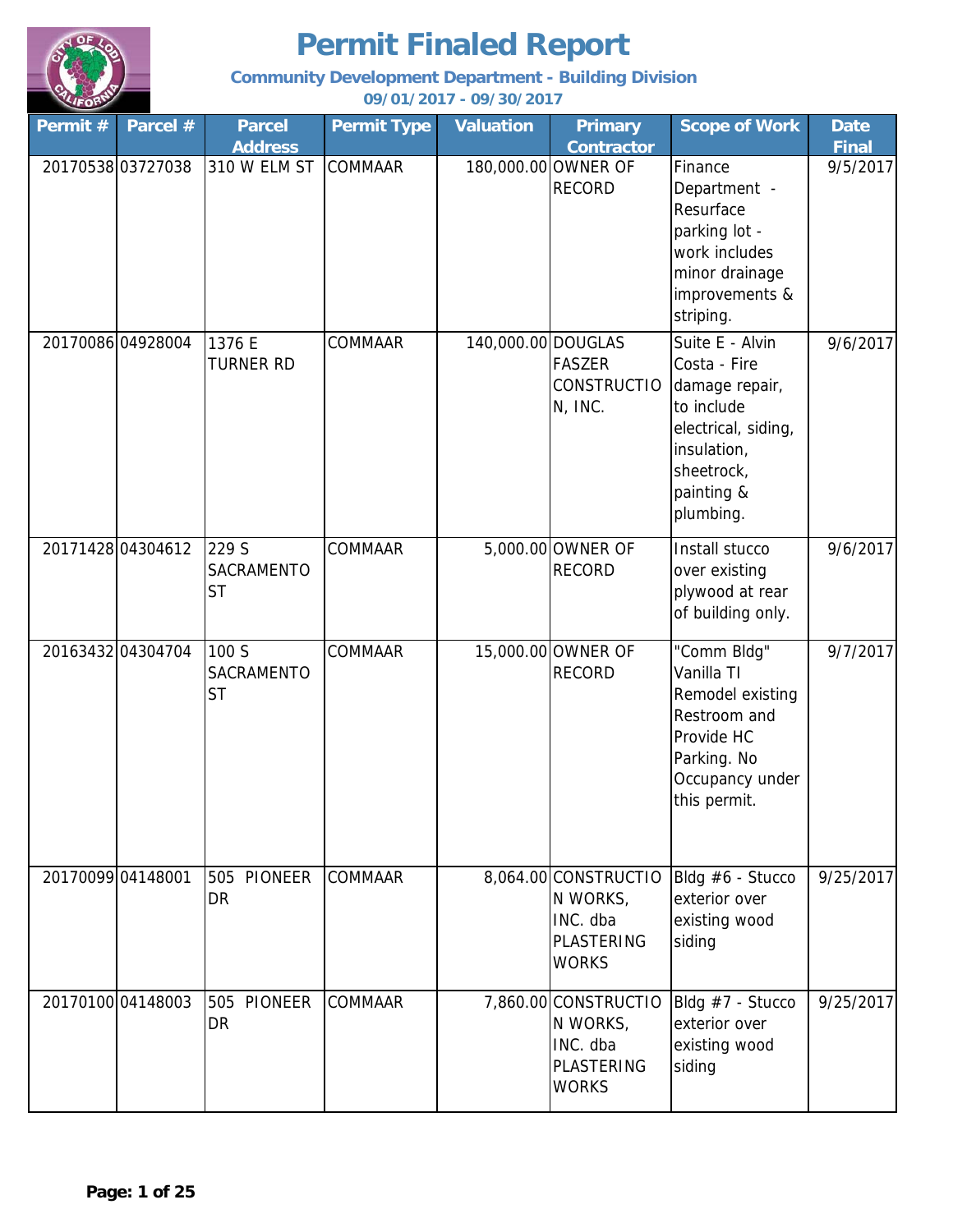# Permit Finaled Report

**Community Development Department - Building Division**

**09/01/2017 - 09/30/2017**

| Permit # | Parcel # | Parcel Address | Permit Type | Valuation | Primary Contractor | Scope of Work | Date Final |
|---|---|---|---|---|---|---|---|
| 20170538 | 03727038 | 310 W ELM ST | COMMAAR | 180,000.00 | OWNER OF RECORD | Finance Department - Resurface parking lot - work includes minor drainage improvements & striping. | 9/5/2017 |
| 20170086 | 04928004 | 1376 E TURNER RD | COMMAAR | 140,000.00 | DOUGLAS FASZER CONSTRUCTION, INC. | Suite E - Alvin Costa - Fire damage repair, to include electrical, siding, insulation, sheetrock, painting & plumbing. | 9/6/2017 |
| 20171428 | 04304612 | 229 S SACRAMENTO ST | COMMAAR | 5,000.00 | OWNER OF RECORD | Install stucco over existing plywood at rear of building only. | 9/6/2017 |
| 20163432 | 04304704 | 100 S SACRAMENTO ST | COMMAAR | 15,000.00 | OWNER OF RECORD | "Comm Bldg" Vanilla TI Remodel existing Restroom and Provide HC Parking. No Occupancy under this permit. | 9/7/2017 |
| 20170099 | 04148001 | 505 PIONEER DR | COMMAAR | 8,064.00 | CONSTRUCTION WORKS, INC. dba PLASTERING WORKS | Bldg #6 - Stucco exterior over existing wood siding | 9/25/2017 |
| 20170100 | 04148003 | 505 PIONEER DR | COMMAAR | 7,860.00 | CONSTRUCTION WORKS, INC. dba PLASTERING WORKS | Bldg #7 - Stucco exterior over existing wood siding | 9/25/2017 |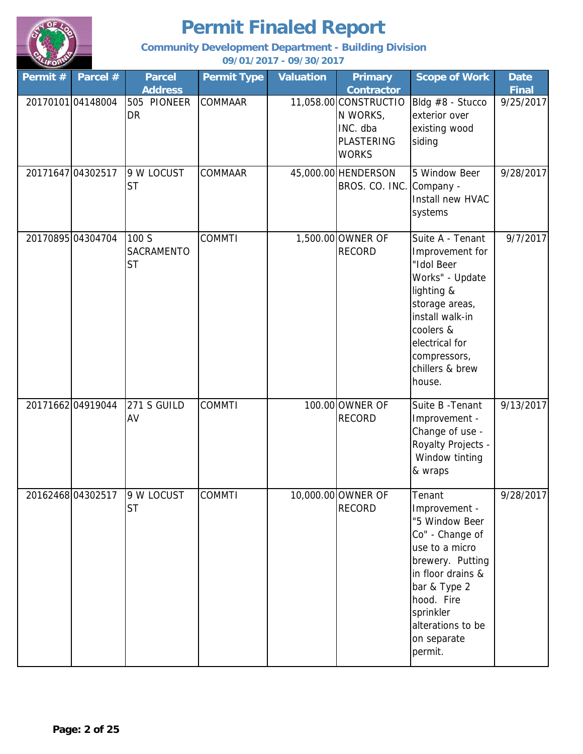# Permit Finaled Report

**Community Development Department - Building Division**

**09/01/2017 - 09/30/2017**

| Permit # | Parcel # | Parcel Address | Permit Type | Valuation | Primary Contractor | Scope of Work | Date Final |
|---|---|---|---|---|---|---|---|
| 20170101 | 04148004 | 505 PIONEER DR | COMMAAR | 11,058.00 | CONSTRUCTION WORKS, INC. dba PLASTERING WORKS | Bldg #8 - Stucco exterior over existing wood siding | 9/25/2017 |
| 20171647 | 04302517 | 9 W LOCUST ST | COMMAAR | 45,000.00 | HENDERSON BROS. CO. INC. | 5 Window Beer Company - Install new HVAC systems | 9/28/2017 |
| 20170895 | 04304704 | 100 S SACRAMENTO ST | COMMTI | 1,500.00 | OWNER OF RECORD | Suite A - Tenant Improvement for "Idol Beer Works" - Update lighting & storage areas, install walk-in coolers & electrical for compressors, chillers & brew house. | 9/7/2017 |
| 20171662 | 04919044 | 271 S GUILD AV | COMMTI | 100.00 | OWNER OF RECORD | Suite B -Tenant Improvement - Change of use - Royalty Projects - Window tinting & wraps | 9/13/2017 |
| 20162468 | 04302517 | 9 W LOCUST ST | COMMTI | 10,000.00 | OWNER OF RECORD | Tenant Improvement - "5 Window Beer Co" - Change of use to a micro brewery. Putting in floor drains & bar & Type 2 hood. Fire sprinkler alterations to be on separate permit. | 9/28/2017 |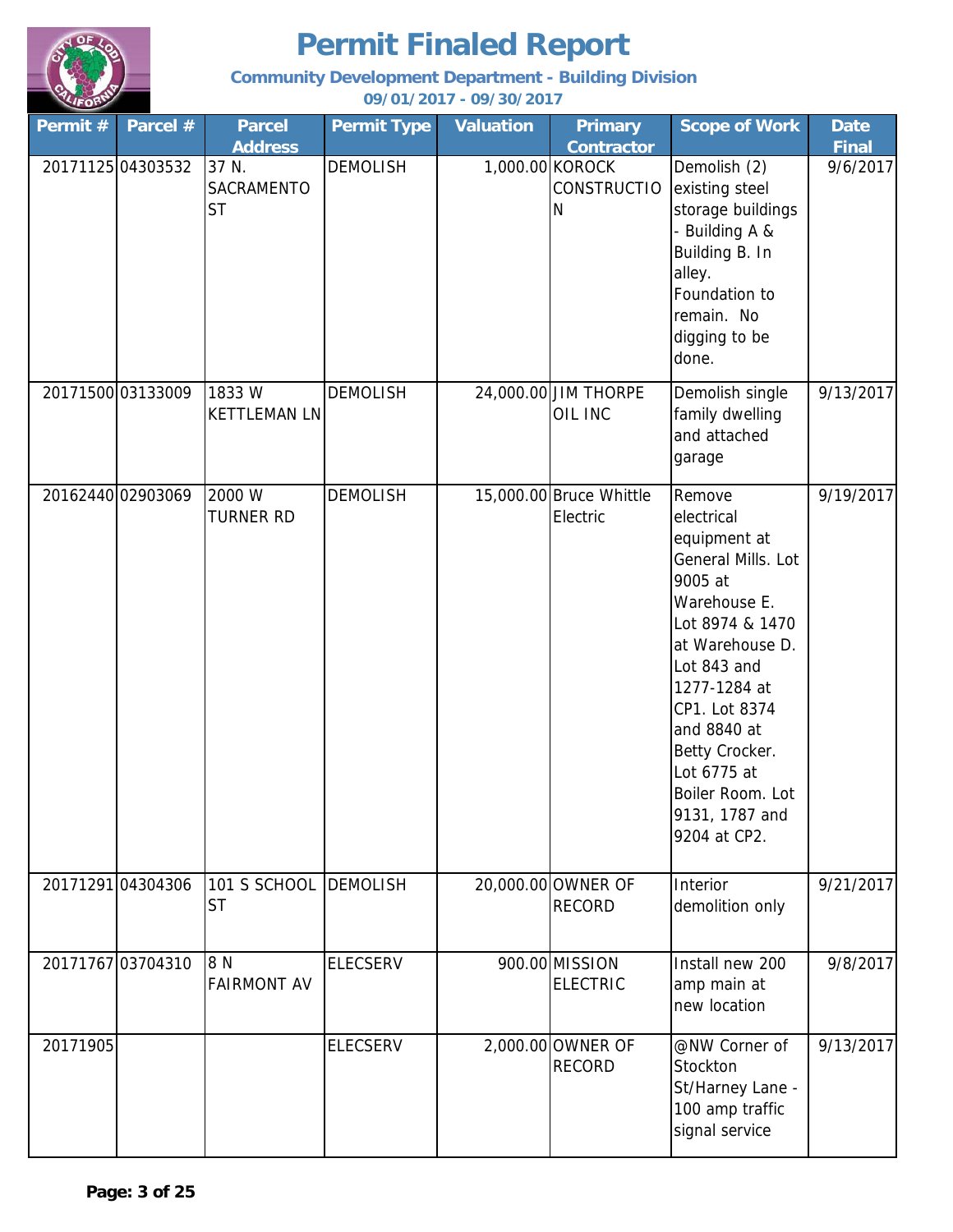# Permit Finaled Report

**Community Development Department - Building Division**

**09/01/2017 - 09/30/2017**

| Permit # | Parcel # | Parcel Address | Permit Type | Valuation | Primary Contractor | Scope of Work | Date Final |
|---|---|---|---|---|---|---|---|
| 20171125 | 04303532 | 37 N. SACRAMENTO ST | DEMOLISH | 1,000.00 | KOROCK CONSTRUCTION | Demolish (2) existing steel storage buildings - Building A & Building B. In alley. Foundation to remain. No digging to be done. | 9/6/2017 |
| 20171500 | 03133009 | 1833 W KETTLEMAN LN | DEMOLISH | 24,000.00 | JIM THORPE OIL INC | Demolish single family dwelling and attached garage | 9/13/2017 |
| 20162440 | 02903069 | 2000 W TURNER RD | DEMOLISH | 15,000.00 | Bruce Whittle Electric | Remove electrical equipment at General Mills. Lot 9005 at Warehouse E. Lot 8974 & 1470 at Warehouse D. Lot 843 and 1277-1284 at CP1. Lot 8374 and 8840 at Betty Crocker. Lot 6775 at Boiler Room. Lot 9131, 1787 and 9204 at CP2. | 9/19/2017 |
| 20171291 | 04304306 | 101 S SCHOOL ST | DEMOLISH | 20,000.00 | OWNER OF RECORD | Interior demolition only | 9/21/2017 |
| 20171767 | 03704310 | 8 N FAIRMONT AV | ELECSERV | 900.00 | MISSION ELECTRIC | Install new 200 amp main at new location | 9/8/2017 |
| 20171905 | | | ELECSERV | 2,000.00 | OWNER OF RECORD | @NW Corner of Stockton St/Harney Lane - 100 amp traffic signal service | 9/13/2017 |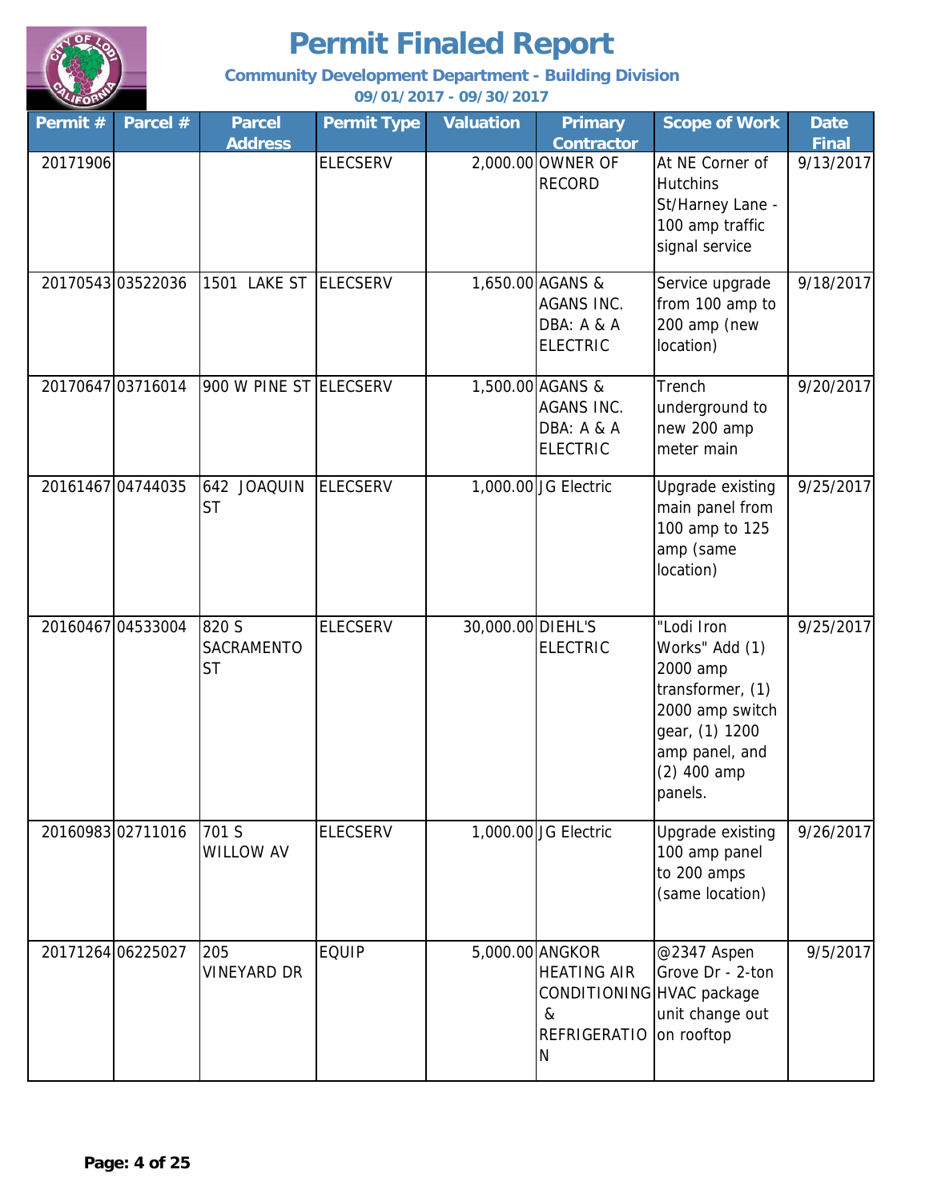# Permit Finaled Report

**Community Development Department - Building Division**

**09/01/2017 - 09/30/2017**

| Permit # | Parcel # | Parcel Address | Permit Type | Valuation | Primary Contractor | Scope of Work | Date Final |
|---|---|---|---|---|---|---|---|
| 20171906 | | | ELECSERV | 2,000.00 | OWNER OF RECORD | At NE Corner of Hutchins St/Harney Lane - 100 amp traffic signal service | 9/13/2017 |
| 20170543 | 03522036 | 1501 LAKE ST | ELECSERV | 1,650.00 | AGANS & AGANS INC. DBA: A & A ELECTRIC | Service upgrade from 100 amp to 200 amp (new location) | 9/18/2017 |
| 20170647 | 03716014 | 900 W PINE ST | ELECSERV | 1,500.00 | AGANS & AGANS INC. DBA: A & A ELECTRIC | Trench underground to new 200 amp meter main | 9/20/2017 |
| 20161467 | 04744035 | 642 JOAQUIN ST | ELECSERV | 1,000.00 | JG Electric | Upgrade existing main panel from 100 amp to 125 amp (same location) | 9/25/2017 |
| 20160467 | 04533004 | 820 S SACRAMENTO ST | ELECSERV | 30,000.00 | DIEHL'S ELECTRIC | "Lodi Iron Works" Add (1) 2000 amp transformer, (1) 2000 amp switch gear, (1) 1200 amp panel, and (2) 400 amp panels. | 9/25/2017 |
| 20160983 | 02711016 | 701 S WILLOW AV | ELECSERV | 1,000.00 | JG Electric | Upgrade existing 100 amp panel to 200 amps (same location) | 9/26/2017 |
| 20171264 | 06225027 | 205 VINEYARD DR | EQUIP | 5,000.00 | ANGKOR HEATING AIR CONDITIONING & REFRIGERATION | @2347 Aspen Grove Dr - 2-ton HVAC package unit change out on rooftop | 9/5/2017 |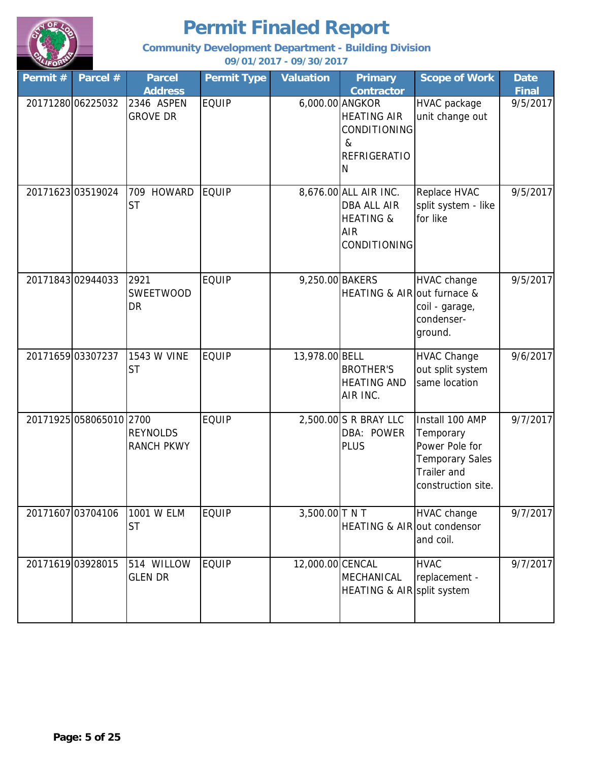# Permit Finaled Report

**Community Development Department - Building Division**

**09/01/2017 - 09/30/2017**

| Permit # | Parcel # | Parcel Address | Permit Type | Valuation | Primary Contractor | Scope of Work | Date Final |
|---|---|---|---|---|---|---|---|
| 20171280 | 06225032 | 2346 ASPEN GROVE DR | EQUIP | 6,000.00 | ANGKOR HEATING AIR CONDITIONING & REFRIGERATION | HVAC package unit change out | 9/5/2017 |
| 20171623 | 03519024 | 709 HOWARD ST | EQUIP | 8,676.00 | ALL AIR INC. DBA ALL AIR HEATING & AIR CONDITIONING | Replace HVAC split system - like for like | 9/5/2017 |
| 20171843 | 02944033 | 2921 SWEETWOOD DR | EQUIP | 9,250.00 | BAKERS HEATING & AIR | HVAC change out furnace & coil - garage, condenser-ground. | 9/5/2017 |
| 20171659 | 03307237 | 1543 W VINE ST | EQUIP | 13,978.00 | BELL BROTHER'S HEATING AND AIR INC. | HVAC Change out split system same location | 9/6/2017 |
| 20171925 | 058065010 | 2700 REYNOLDS RANCH PKWY | EQUIP | 2,500.00 | S R BRAY LLC DBA: POWER PLUS | Install 100 AMP Temporary Power Pole for Temporary Sales Trailer and construction site. | 9/7/2017 |
| 20171607 | 03704106 | 1001 W ELM ST | EQUIP | 3,500.00 | T N T HEATING & AIR | HVAC change out condensor and coil. | 9/7/2017 |
| 20171619 | 03928015 | 514 WILLOW GLEN DR | EQUIP | 12,000.00 | CENCAL MECHANICAL HEATING & AIR | HVAC replacement - split system | 9/7/2017 |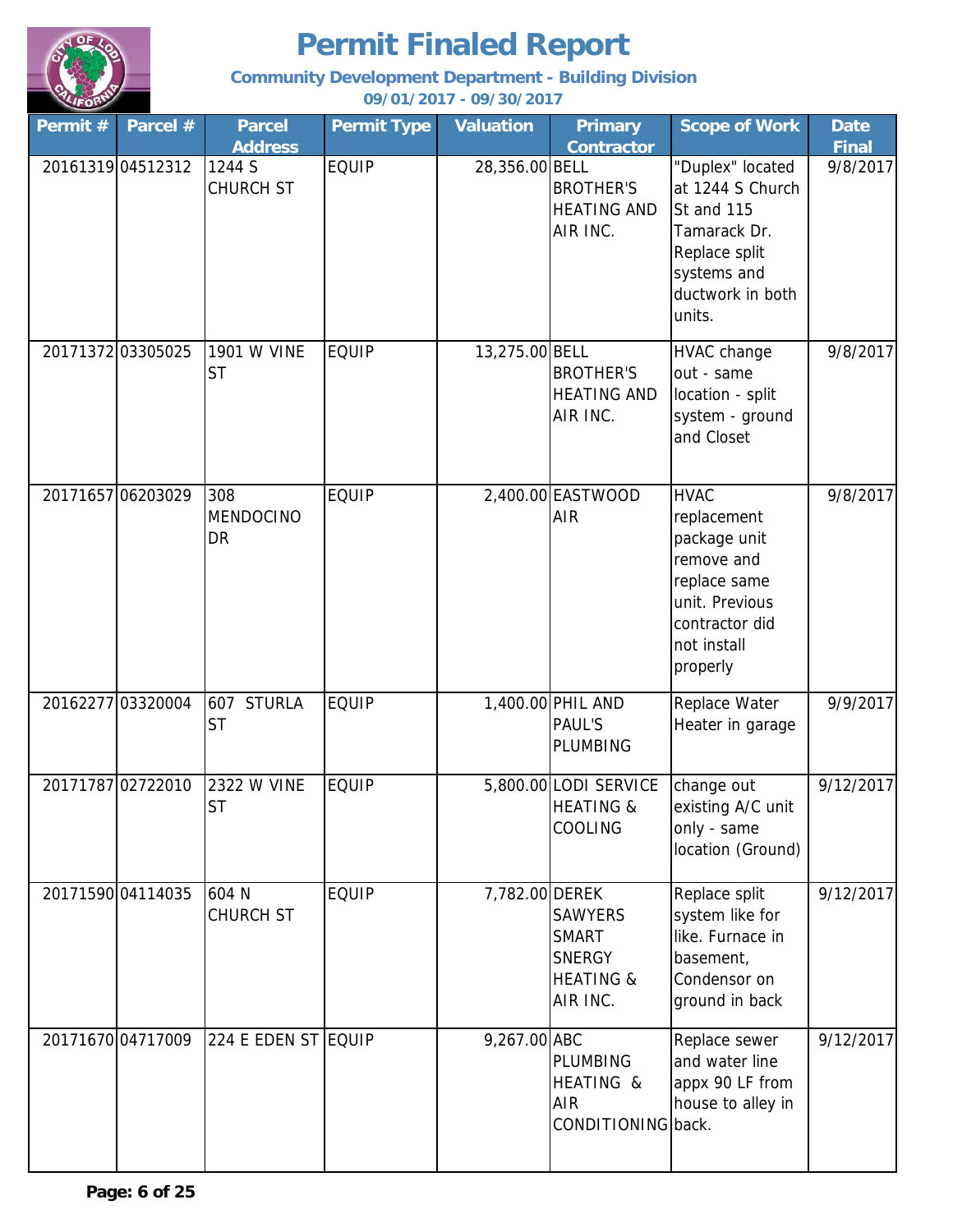# Permit Finaled Report

**Community Development Department - Building Division**

**09/01/2017 - 09/30/2017**

| Permit # | Parcel # | Parcel Address | Permit Type | Valuation | Primary Contractor | Scope of Work | Date Final |
|---|---|---|---|---|---|---|---|
| 20161319 | 04512312 | 1244 S CHURCH ST | EQUIP | 28,356.00 | BELL BROTHER'S HEATING AND AIR INC. | "Duplex" located at 1244 S Church St and 115 Tamarack Dr. Replace split systems and ductwork in both units. | 9/8/2017 |
| 20171372 | 03305025 | 1901 W VINE ST | EQUIP | 13,275.00 | BELL BROTHER'S HEATING AND AIR INC. | HVAC change out - same location - split system - ground and Closet | 9/8/2017 |
| 20171657 | 06203029 | 308 MENDOCINO DR | EQUIP | 2,400.00 | EASTWOOD AIR | HVAC replacement package unit remove and replace same unit. Previous contractor did not install properly | 9/8/2017 |
| 20162277 | 03320004 | 607 STURLA ST | EQUIP | 1,400.00 | PHIL AND PAUL'S PLUMBING | Replace Water Heater in garage | 9/9/2017 |
| 20171787 | 02722010 | 2322 W VINE ST | EQUIP | 5,800.00 | LODI SERVICE HEATING & COOLING | change out existing A/C unit only - same location (Ground) | 9/12/2017 |
| 20171590 | 04114035 | 604 N CHURCH ST | EQUIP | 7,782.00 | DEREK SAWYERS SMART SNERGY HEATING & AIR INC. | Replace split system like for like. Furnace in basement, Condensor on ground in back | 9/12/2017 |
| 20171670 | 04717009 | 224 E EDEN ST | EQUIP | 9,267.00 | ABC PLUMBING HEATING & AIR CONDITIONING | Replace sewer and water line appx 90 LF from house to alley in back. | 9/12/2017 |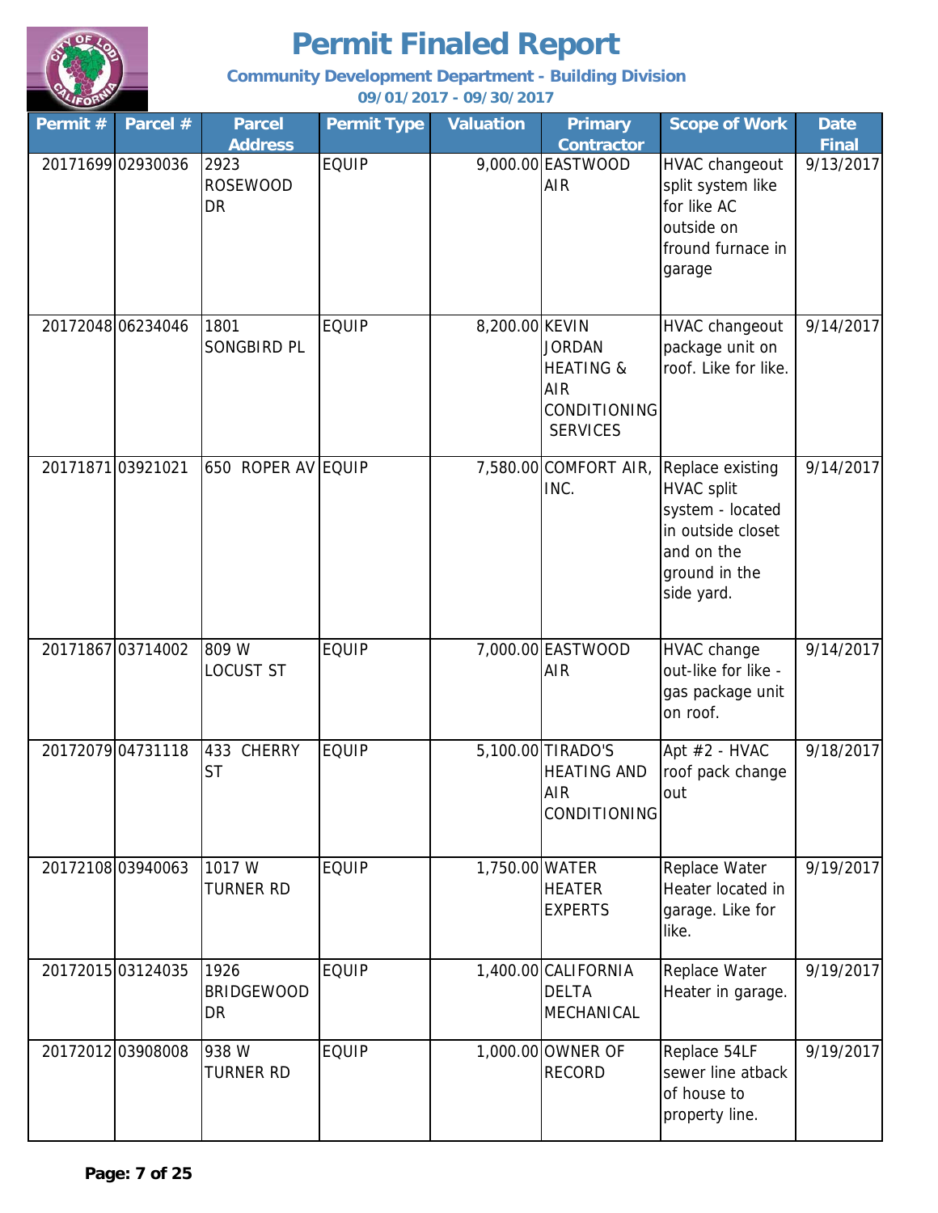# Permit Finaled Report

**Community Development Department - Building Division**

**09/01/2017 - 09/30/2017**

| Permit # | Parcel # | Parcel Address | Permit Type | Valuation | Primary Contractor | Scope of Work | Date Final |
|---|---|---|---|---|---|---|---|
| 20171699 | 02930036 | 2923 ROSEWOOD DR | EQUIP | 9,000.00 | EASTWOOD AIR | HVAC changeout split system like for like AC outside on fround furnace in garage | 9/13/2017 |
| 20172048 | 06234046 | 1801 SONGBIRD PL | EQUIP | 8,200.00 | KEVIN JORDAN HEATING & AIR CONDITIONING SERVICES | HVAC changeout package unit on roof. Like for like. | 9/14/2017 |
| 20171871 | 03921021 | 650 ROPER AV | EQUIP | 7,580.00 | COMFORT AIR, INC. | Replace existing HVAC split system - located in outside closet and on the ground in the side yard. | 9/14/2017 |
| 20171867 | 03714002 | 809 W LOCUST ST | EQUIP | 7,000.00 | EASTWOOD AIR | HVAC change out-like for like - gas package unit on roof. | 9/14/2017 |
| 20172079 | 04731118 | 433 CHERRY ST | EQUIP | 5,100.00 | TIRADO'S HEATING AND AIR CONDITIONING | Apt #2 - HVAC roof pack change out | 9/18/2017 |
| 20172108 | 03940063 | 1017 W TURNER RD | EQUIP | 1,750.00 | WATER HEATER EXPERTS | Replace Water Heater located in garage. Like for like. | 9/19/2017 |
| 20172015 | 03124035 | 1926 BRIDGEWOOD DR | EQUIP | 1,400.00 | CALIFORNIA DELTA MECHANICAL | Replace Water Heater in garage. | 9/19/2017 |
| 20172012 | 03908008 | 938 W TURNER RD | EQUIP | 1,000.00 | OWNER OF RECORD | Replace 54LF sewer line atback of house to property line. | 9/19/2017 |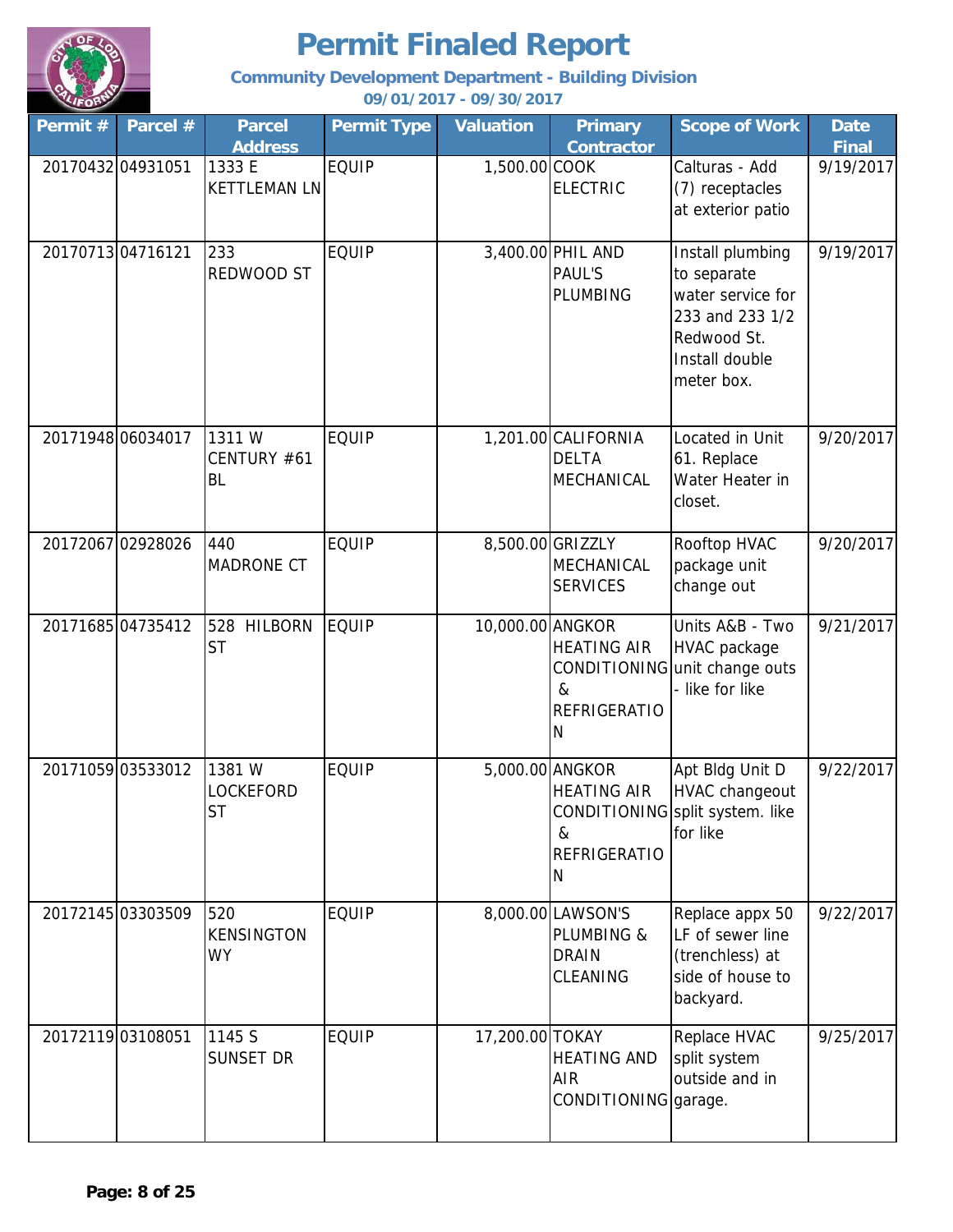# Permit Finaled Report

**Community Development Department - Building Division**

**09/01/2017 - 09/30/2017**

| Permit # | Parcel # | Parcel Address | Permit Type | Valuation | Primary Contractor | Scope of Work | Date Final |
|---|---|---|---|---|---|---|---|
| 20170432 | 04931051 | 1333 E KETTLEMAN LN | EQUIP | 1,500.00 | COOK ELECTRIC | Calturas - Add (7) receptacles at exterior patio | 9/19/2017 |
| 20170713 | 04716121 | 233 REDWOOD ST | EQUIP | 3,400.00 | PHIL AND PAUL'S PLUMBING | Install plumbing to separate water service for 233 and 233 1/2 Redwood St. Install double meter box. | 9/19/2017 |
| 20171948 | 06034017 | 1311 W CENTURY #61 BL | EQUIP | 1,201.00 | CALIFORNIA DELTA MECHANICAL | Located in Unit 61. Replace Water Heater in closet. | 9/20/2017 |
| 20172067 | 02928026 | 440 MADRONE CT | EQUIP | 8,500.00 | GRIZZLY MECHANICAL SERVICES | Rooftop HVAC package unit change out | 9/20/2017 |
| 20171685 | 04735412 | 528 HILBORN ST | EQUIP | 10,000.00 | ANGKOR HEATING AIR CONDITIONING & REFRIGERATION | Units A&B - Two HVAC package unit change outs - like for like | 9/21/2017 |
| 20171059 | 03533012 | 1381 W LOCKEFORD ST | EQUIP | 5,000.00 | ANGKOR HEATING AIR CONDITIONING & REFRIGERATION | Apt Bldg Unit D HVAC changeout split system. like for like | 9/22/2017 |
| 20172145 | 03303509 | 520 KENSINGTON WY | EQUIP | 8,000.00 | LAWSON'S PLUMBING & DRAIN CLEANING | Replace appx 50 LF of sewer line (trenchless) at side of house to backyard. | 9/22/2017 |
| 20172119 | 03108051 | 1145 S SUNSET DR | EQUIP | 17,200.00 | TOKAY HEATING AND AIR CONDITIONING | Replace HVAC split system outside and in garage. | 9/25/2017 |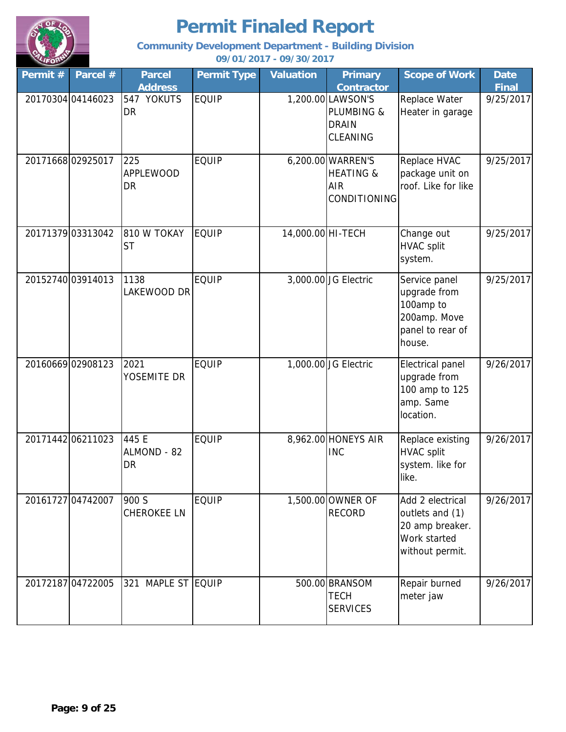# Permit Finaled Report

**Community Development Department - Building Division**

**09/01/2017 - 09/30/2017**

| Permit # | Parcel # | Parcel Address | Permit Type | Valuation | Primary Contractor | Scope of Work | Date Final |
|---|---|---|---|---|---|---|---|
| 20170304 | 04146023 | 547 YOKUTS DR | EQUIP | 1,200.00 | LAWSON'S PLUMBING & DRAIN CLEANING | Replace Water Heater in garage | 9/25/2017 |
| 20171668 | 02925017 | 225 APPLEWOOD DR | EQUIP | 6,200.00 | WARREN'S HEATING & AIR CONDITIONING | Replace HVAC package unit on roof. Like for like | 9/25/2017 |
| 20171379 | 03313042 | 810 W TOKAY ST | EQUIP | 14,000.00 | HI-TECH | Change out HVAC split system. | 9/25/2017 |
| 20152740 | 03914013 | 1138 LAKEWOOD DR | EQUIP | 3,000.00 | JG Electric | Service panel upgrade from 100amp to 200amp. Move panel to rear of house. | 9/25/2017 |
| 20160669 | 02908123 | 2021 YOSEMITE DR | EQUIP | 1,000.00 | JG Electric | Electrical panel upgrade from 100 amp to 125 amp. Same location. | 9/26/2017 |
| 20171442 | 06211023 | 445 E ALMOND - 82 DR | EQUIP | 8,962.00 | HONEYS AIR INC | Replace existing HVAC split system. like for like. | 9/26/2017 |
| 20161727 | 04742007 | 900 S CHEROKEE LN | EQUIP | 1,500.00 | OWNER OF RECORD | Add 2 electrical outlets and (1) 20 amp breaker. Work started without permit. | 9/26/2017 |
| 20172187 | 04722005 | 321 MAPLE ST | EQUIP | 500.00 | BRANSOM TECH SERVICES | Repair burned meter jaw | 9/26/2017 |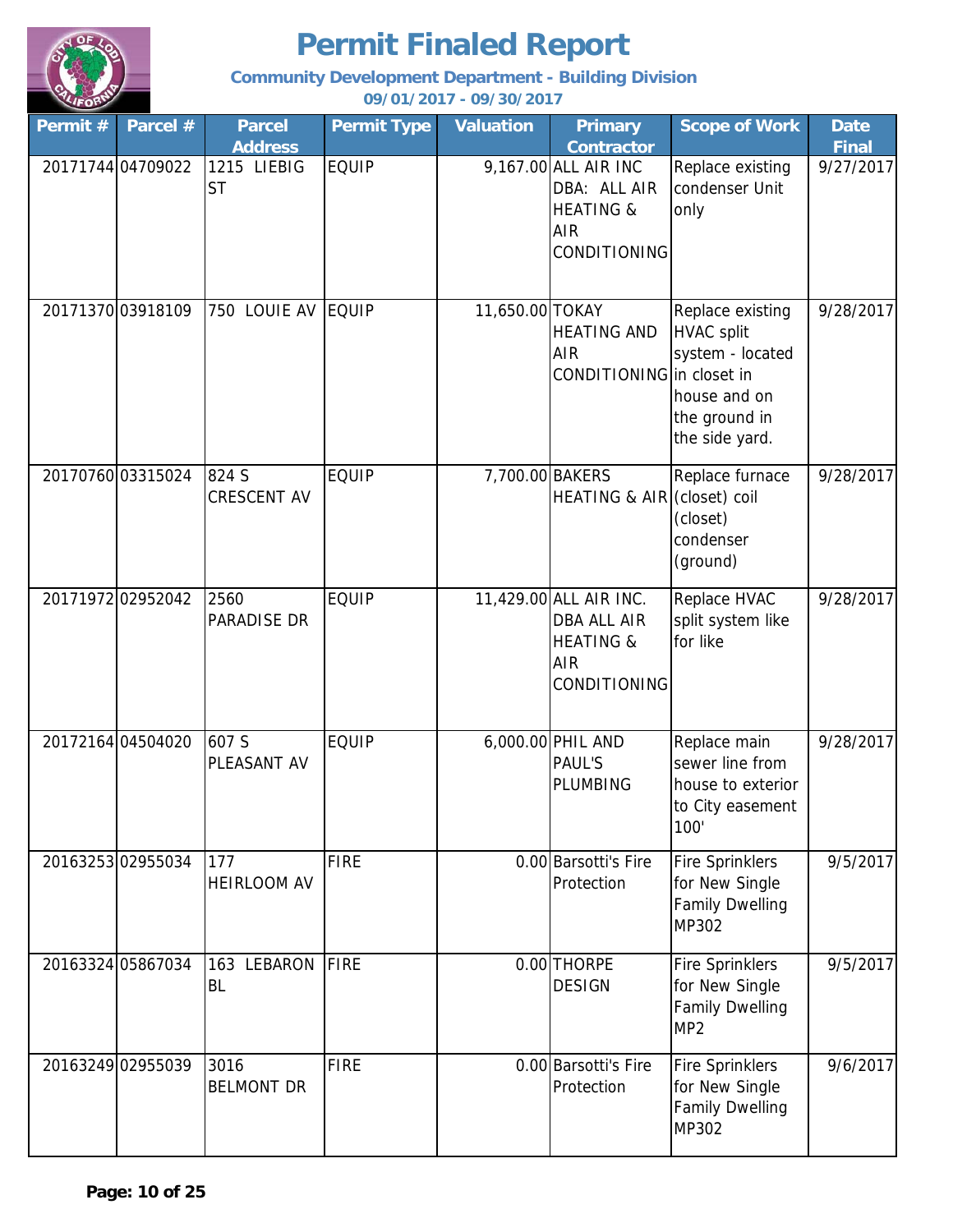# Permit Finaled Report

**Community Development Department - Building Division**

**09/01/2017 - 09/30/2017**

| Permit # | Parcel # | Parcel Address | Permit Type | Valuation | Primary Contractor | Scope of Work | Date Final |
|---|---|---|---|---|---|---|---|
| 20171744 | 04709022 | 1215 LIEBIG ST | EQUIP | 9,167.00 | ALL AIR INC DBA: ALL AIR HEATING & AIR CONDITIONING | Replace existing condenser Unit only | 9/27/2017 |
| 20171370 | 03918109 | 750 LOUIE AV | EQUIP | 11,650.00 | TOKAY HEATING AND AIR CONDITIONING | Replace existing HVAC split system - located in closet in house and on the ground in the side yard. | 9/28/2017 |
| 20170760 | 03315024 | 824 S CRESCENT AV | EQUIP | 7,700.00 | BAKERS HEATING & AIR | Replace furnace (closet) coil (closet) condenser (ground) | 9/28/2017 |
| 20171972 | 02952042 | 2560 PARADISE DR | EQUIP | 11,429.00 | ALL AIR INC. DBA ALL AIR HEATING & AIR CONDITIONING | Replace HVAC split system like for like | 9/28/2017 |
| 20172164 | 04504020 | 607 S PLEASANT AV | EQUIP | 6,000.00 | PHIL AND PAUL'S PLUMBING | Replace main sewer line from house to exterior to City easement 100' | 9/28/2017 |
| 20163253 | 02955034 | 177 HEIRLOOM AV | FIRE | 0.00 | Barsotti's Fire Protection | Fire Sprinklers for New Single Family Dwelling MP302 | 9/5/2017 |
| 20163324 | 05867034 | 163 LEBARON BL | FIRE | 0.00 | THORPE DESIGN | Fire Sprinklers for New Single Family Dwelling MP2 | 9/5/2017 |
| 20163249 | 02955039 | 3016 BELMONT DR | FIRE | 0.00 | Barsotti's Fire Protection | Fire Sprinklers for New Single Family Dwelling MP302 | 9/6/2017 |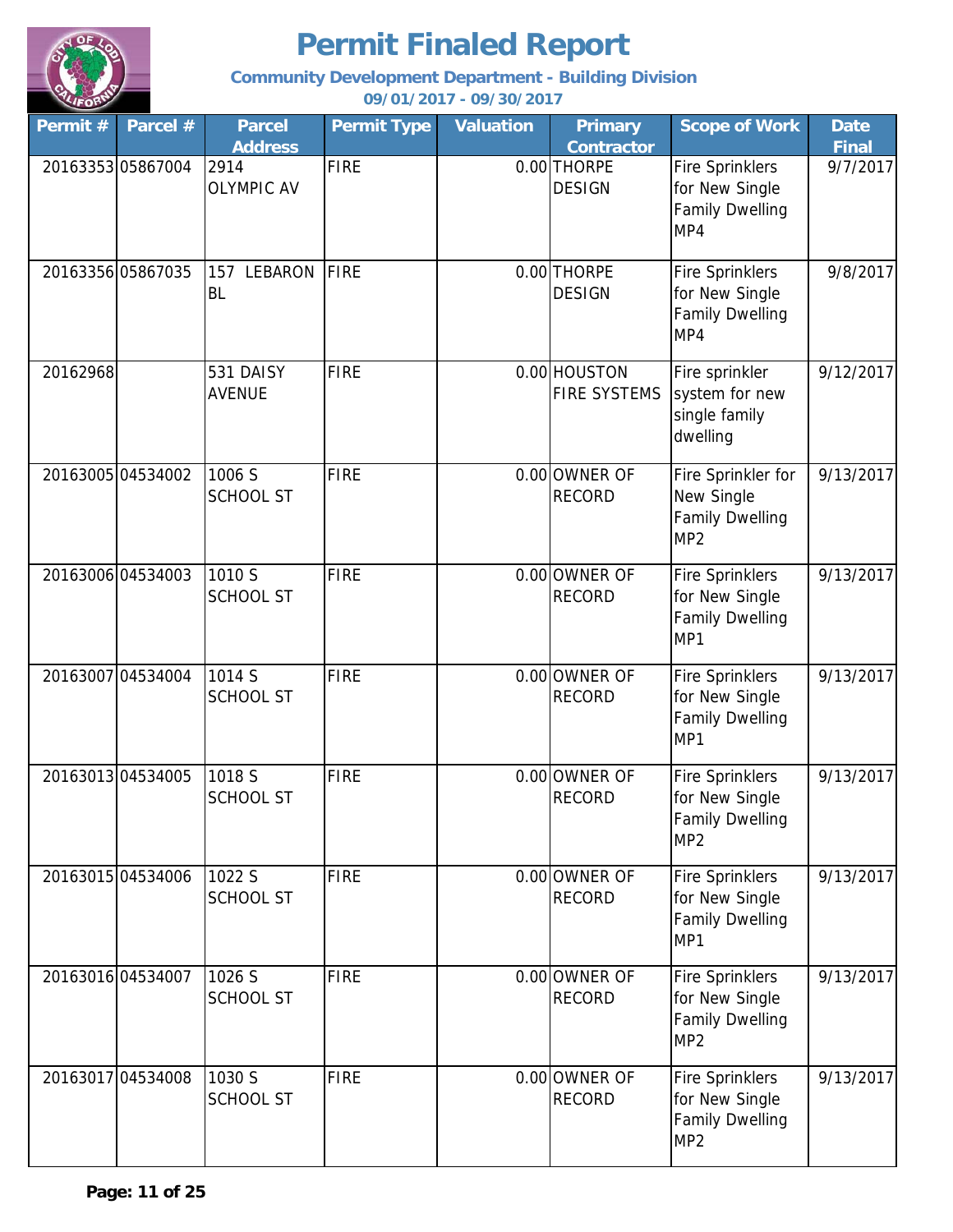# Permit Finaled Report

**Community Development Department - Building Division**

**09/01/2017 - 09/30/2017**

| Permit # | Parcel # | Parcel Address | Permit Type | Valuation | Primary Contractor | Scope of Work | Date Final |
|---|---|---|---|---|---|---|---|
| 20163353 | 05867004 | 2914 OLYMPIC AV | FIRE | 0.00 | THORPE DESIGN | Fire Sprinklers for New Single Family Dwelling MP4 | 9/7/2017 |
| 20163356 | 05867035 | 157 LEBARON BL | FIRE | 0.00 | THORPE DESIGN | Fire Sprinklers for New Single Family Dwelling MP4 | 9/8/2017 |
| 20162968 | | 531 DAISY AVENUE | FIRE | 0.00 | HOUSTON FIRE SYSTEMS | Fire sprinkler system for new single family dwelling | 9/12/2017 |
| 20163005 | 04534002 | 1006 S SCHOOL ST | FIRE | 0.00 | OWNER OF RECORD | Fire Sprinkler for New Single Family Dwelling MP2 | 9/13/2017 |
| 20163006 | 04534003 | 1010 S SCHOOL ST | FIRE | 0.00 | OWNER OF RECORD | Fire Sprinklers for New Single Family Dwelling MP1 | 9/13/2017 |
| 20163007 | 04534004 | 1014 S SCHOOL ST | FIRE | 0.00 | OWNER OF RECORD | Fire Sprinklers for New Single Family Dwelling MP1 | 9/13/2017 |
| 20163013 | 04534005 | 1018 S SCHOOL ST | FIRE | 0.00 | OWNER OF RECORD | Fire Sprinklers for New Single Family Dwelling MP2 | 9/13/2017 |
| 20163015 | 04534006 | 1022 S SCHOOL ST | FIRE | 0.00 | OWNER OF RECORD | Fire Sprinklers for New Single Family Dwelling MP1 | 9/13/2017 |
| 20163016 | 04534007 | 1026 S SCHOOL ST | FIRE | 0.00 | OWNER OF RECORD | Fire Sprinklers for New Single Family Dwelling MP2 | 9/13/2017 |
| 20163017 | 04534008 | 1030 S SCHOOL ST | FIRE | 0.00 | OWNER OF RECORD | Fire Sprinklers for New Single Family Dwelling MP2 | 9/13/2017 |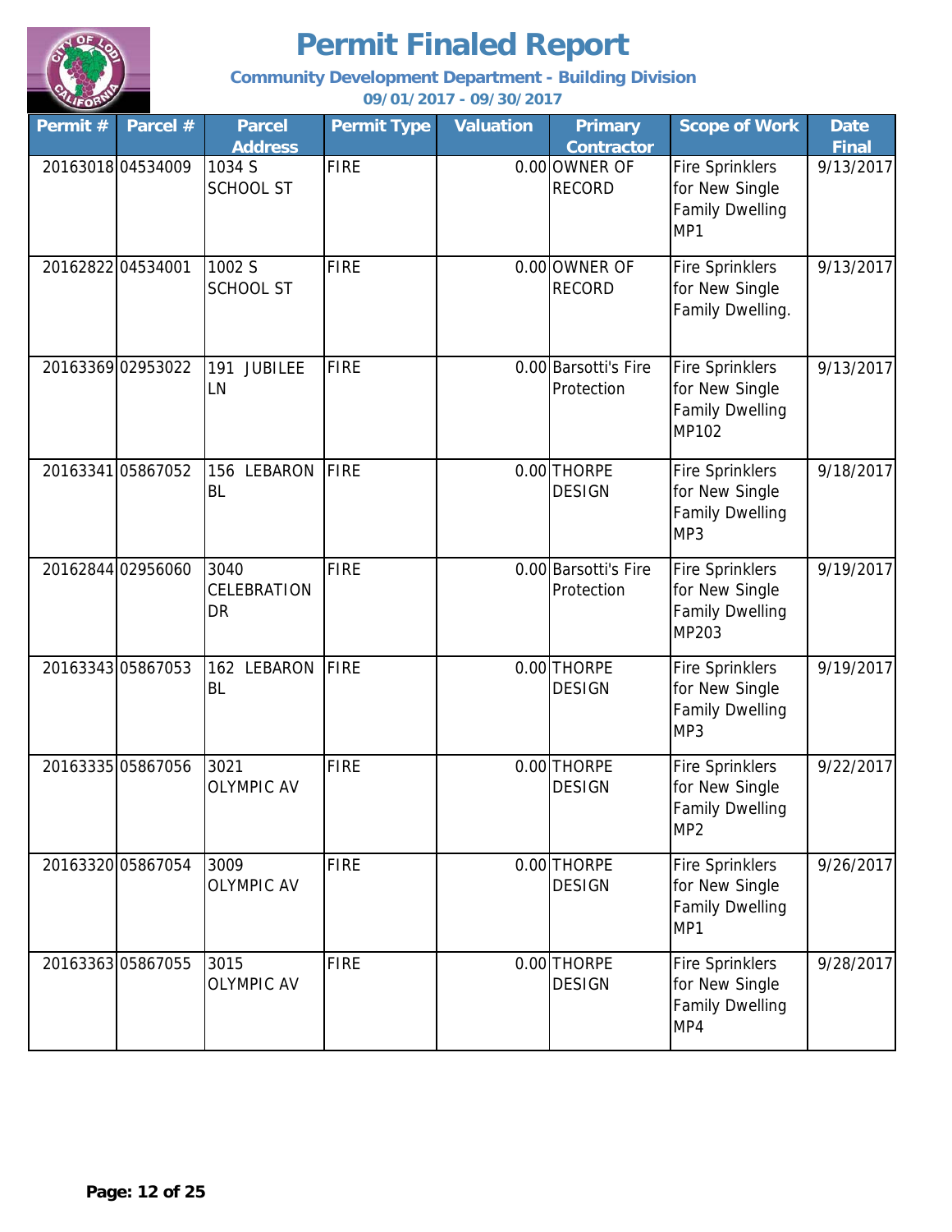# Permit Finaled Report

**Community Development Department - Building Division**

**09/01/2017 - 09/30/2017**

| Permit # | Parcel # | Parcel Address | Permit Type | Valuation | Primary Contractor | Scope of Work | Date Final |
|---|---|---|---|---|---|---|---|
| 20163018 | 04534009 | 1034 S SCHOOL ST | FIRE | 0.00 | OWNER OF RECORD | Fire Sprinklers for New Single Family Dwelling MP1 | 9/13/2017 |
| 20162822 | 04534001 | 1002 S SCHOOL ST | FIRE | 0.00 | OWNER OF RECORD | Fire Sprinklers for New Single Family Dwelling. | 9/13/2017 |
| 20163369 | 02953022 | 191 JUBILEE LN | FIRE | 0.00 | Barsotti's Fire Protection | Fire Sprinklers for New Single Family Dwelling MP102 | 9/13/2017 |
| 20163341 | 05867052 | 156 LEBARON BL | FIRE | 0.00 | THORPE DESIGN | Fire Sprinklers for New Single Family Dwelling MP3 | 9/18/2017 |
| 20162844 | 02956060 | 3040 CELEBRATION DR | FIRE | 0.00 | Barsotti's Fire Protection | Fire Sprinklers for New Single Family Dwelling MP203 | 9/19/2017 |
| 20163343 | 05867053 | 162 LEBARON BL | FIRE | 0.00 | THORPE DESIGN | Fire Sprinklers for New Single Family Dwelling MP3 | 9/19/2017 |
| 20163335 | 05867056 | 3021 OLYMPIC AV | FIRE | 0.00 | THORPE DESIGN | Fire Sprinklers for New Single Family Dwelling MP2 | 9/22/2017 |
| 20163320 | 05867054 | 3009 OLYMPIC AV | FIRE | 0.00 | THORPE DESIGN | Fire Sprinklers for New Single Family Dwelling MP1 | 9/26/2017 |
| 20163363 | 05867055 | 3015 OLYMPIC AV | FIRE | 0.00 | THORPE DESIGN | Fire Sprinklers for New Single Family Dwelling MP4 | 9/28/2017 |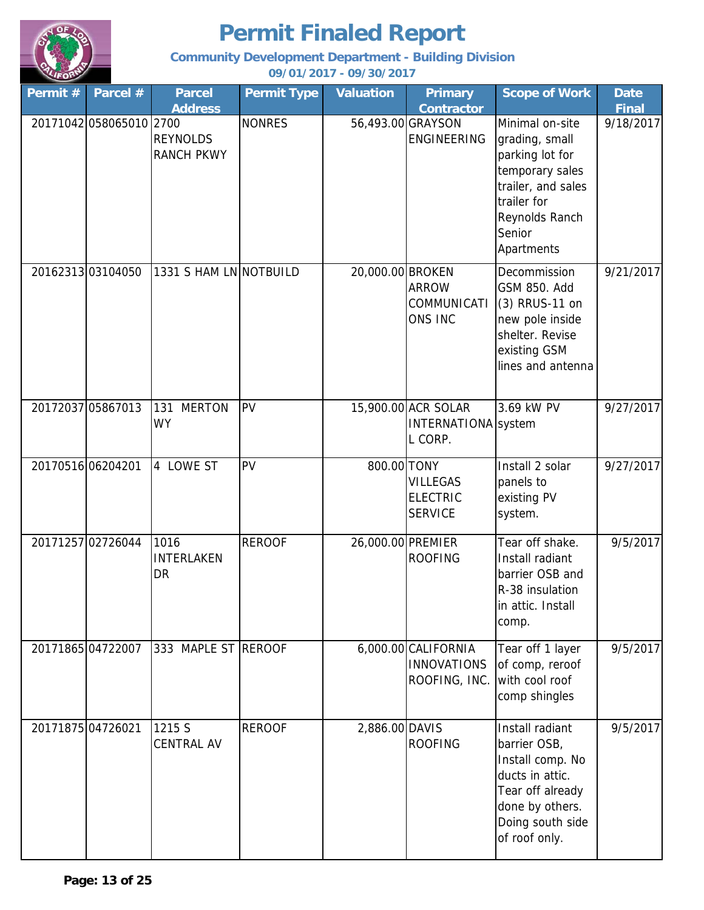# Permit Finaled Report

**Community Development Department - Building Division**

**09/01/2017 - 09/30/2017**

| Permit # | Parcel # | Parcel Address | Permit Type | Valuation | Primary Contractor | Scope of Work | Date Final |
|---|---|---|---|---|---|---|---|
| 20171042 | 058065010 | 2700 REYNOLDS RANCH PKWY | NONRES | 56,493.00 | GRAYSON ENGINEERING | Minimal on-site grading, small parking lot for temporary sales trailer, and sales trailer for Reynolds Ranch Senior Apartments | 9/18/2017 |
| 20162313 | 03104050 | 1331 S HAM LN | NOTBUILD | 20,000.00 | BROKEN ARROW COMMUNICATIONS INC | Decommission GSM 850. Add (3) RRUS-11 on new pole inside shelter. Revise existing GSM lines and antenna | 9/21/2017 |
| 20172037 | 05867013 | 131 MERTON WY | PV | 15,900.00 | ACR SOLAR INTERNATIONAL CORP. | 3.69 kW PV system | 9/27/2017 |
| 20170516 | 06204201 | 4 LOWE ST | PV | 800.00 | TONY VILLEGAS ELECTRIC SERVICE | Install 2 solar panels to existing PV system. | 9/27/2017 |
| 20171257 | 02726044 | 1016 INTERLAKEN DR | REROOF | 26,000.00 | PREMIER ROOFING | Tear off shake. Install radiant barrier OSB and R-38 insulation in attic. Install comp. | 9/5/2017 |
| 20171865 | 04722007 | 333 MAPLE ST | REROOF | 6,000.00 | CALIFORNIA INNOVATIONS ROOFING, INC. | Tear off 1 layer of comp, reroof with cool roof comp shingles | 9/5/2017 |
| 20171875 | 04726021 | 1215 S CENTRAL AV | REROOF | 2,886.00 | DAVIS ROOFING | Install radiant barrier OSB, Install comp. No ducts in attic. Tear off already done by others. Doing south side of roof only. | 9/5/2017 |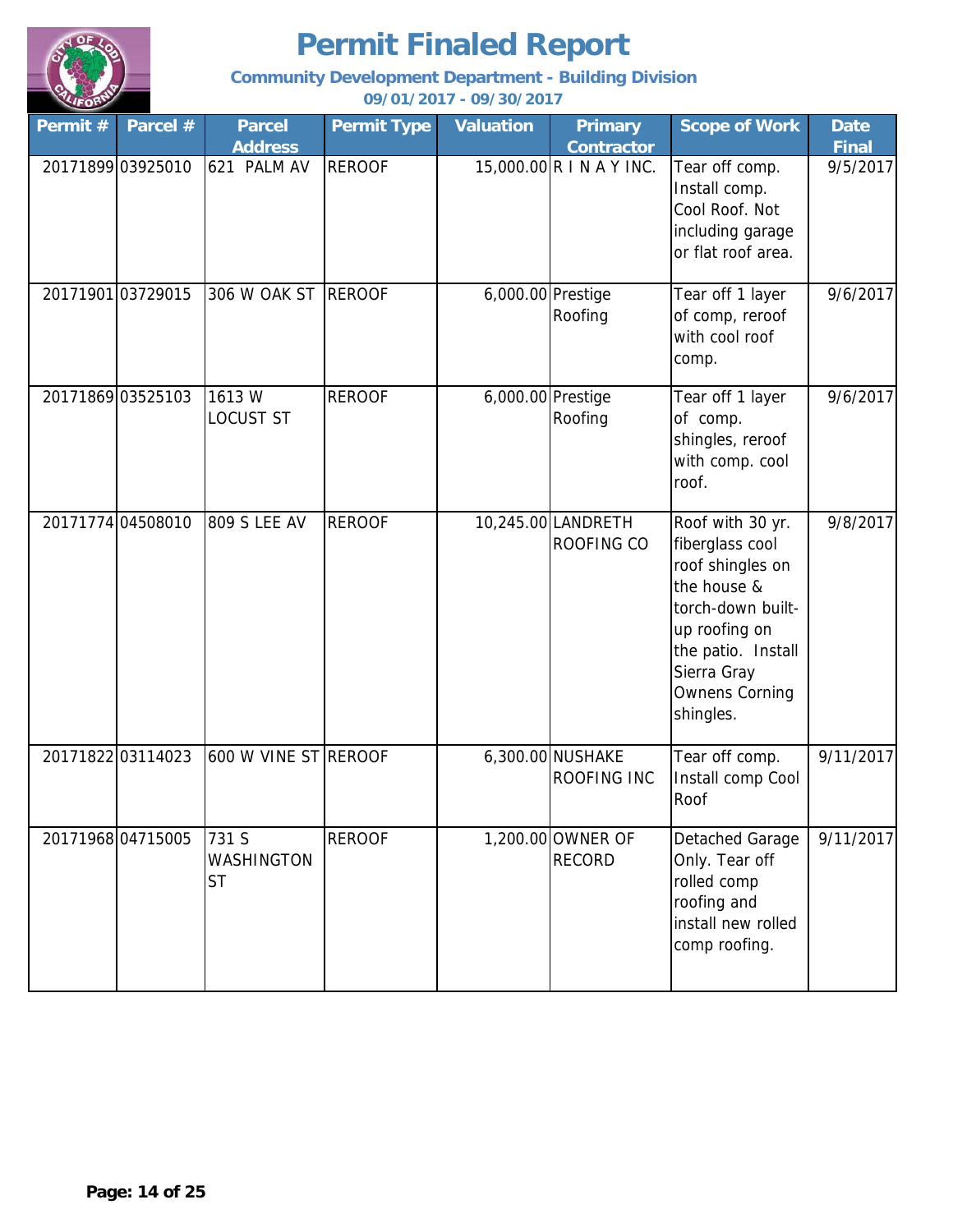# Permit Finaled Report

**Community Development Department - Building Division**

**09/01/2017 - 09/30/2017**

| Permit # | Parcel # | Parcel Address | Permit Type | Valuation | Primary Contractor | Scope of Work | Date Final |
|---|---|---|---|---|---|---|---|
| 20171899 | 03925010 | 621 PALM AV | REROOF | 15,000.00 | R I N A Y INC. | Tear off comp. Install comp. Cool Roof. Not including garage or flat roof area. | 9/5/2017 |
| 20171901 | 03729015 | 306 W OAK ST | REROOF | 6,000.00 | Prestige Roofing | Tear off 1 layer of comp, reroof with cool roof comp. | 9/6/2017 |
| 20171869 | 03525103 | 1613 W LOCUST ST | REROOF | 6,000.00 | Prestige Roofing | Tear off 1 layer of comp. shingles, reroof with comp. cool roof. | 9/6/2017 |
| 20171774 | 04508010 | 809 S LEE AV | REROOF | 10,245.00 | LANDRETH ROOFING CO | Roof with 30 yr. fiberglass cool roof shingles on the house & torch-down built-up roofing on the patio. Install Sierra Gray Ownens Corning shingles. | 9/8/2017 |
| 20171822 | 03114023 | 600 W VINE ST | REROOF | 6,300.00 | NUSHAKE ROOFING INC | Tear off comp. Install comp Cool Roof | 9/11/2017 |
| 20171968 | 04715005 | 731 S WASHINGTON ST | REROOF | 1,200.00 | OWNER OF RECORD | Detached Garage Only. Tear off rolled comp roofing and install new rolled comp roofing. | 9/11/2017 |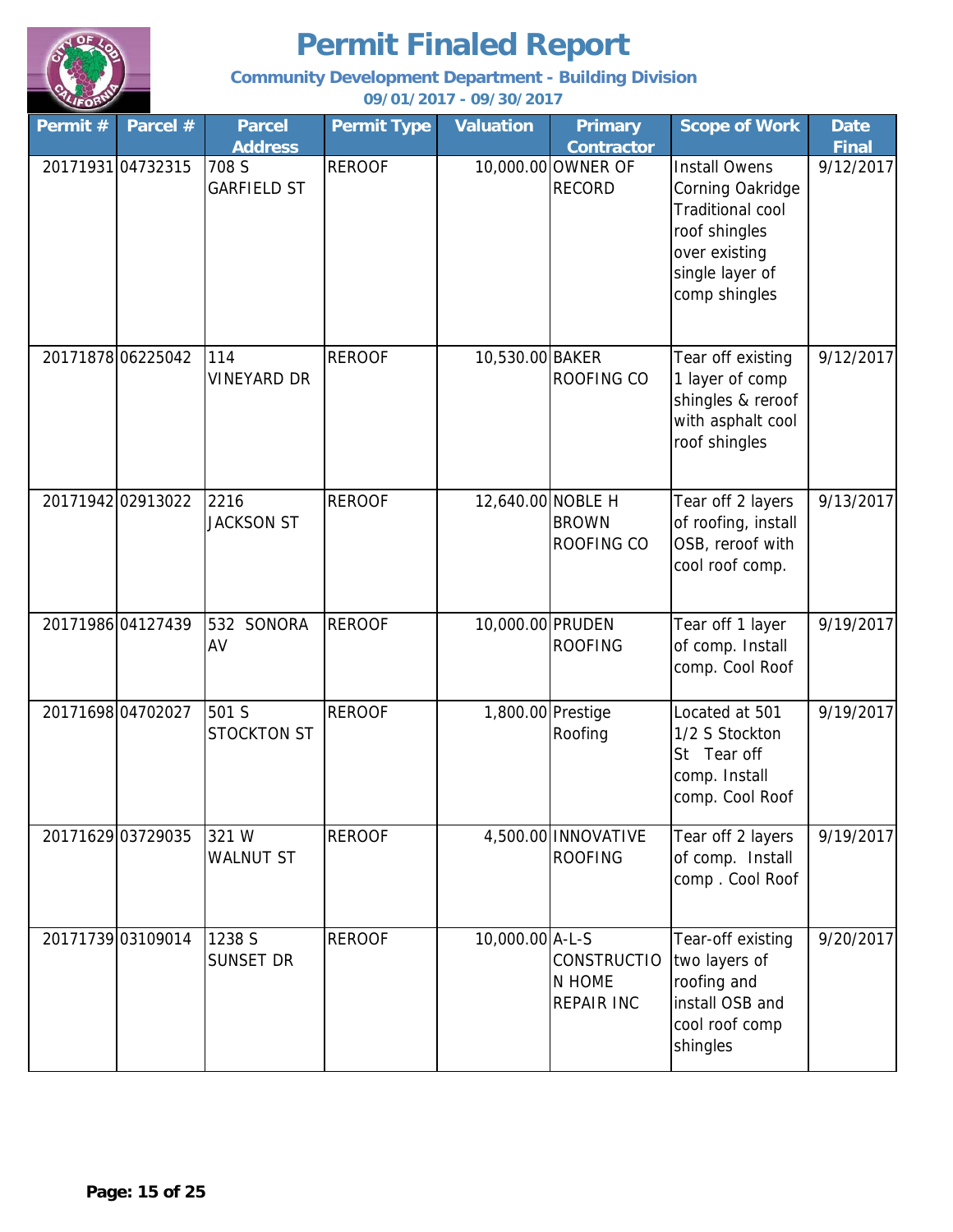# Permit Finaled Report

**Community Development Department - Building Division**

**09/01/2017 - 09/30/2017**

| Permit # | Parcel # | Parcel Address | Permit Type | Valuation | Primary Contractor | Scope of Work | Date Final |
|---|---|---|---|---|---|---|---|
| 20171931 | 04732315 | 708 S GARFIELD ST | REROOF | 10,000.00 | OWNER OF RECORD | Install Owens Corning Oakridge Traditional cool roof shingles over existing single layer of comp shingles | 9/12/2017 |
| 20171878 | 06225042 | 114 VINEYARD DR | REROOF | 10,530.00 | BAKER ROOFING CO | Tear off existing 1 layer of comp shingles & reroof with asphalt cool roof shingles | 9/12/2017 |
| 20171942 | 02913022 | 2216 JACKSON ST | REROOF | 12,640.00 | NOBLE H BROWN ROOFING CO | Tear off 2 layers of roofing, install OSB, reroof with cool roof comp. | 9/13/2017 |
| 20171986 | 04127439 | 532 SONORA AV | REROOF | 10,000.00 | PRUDEN ROOFING | Tear off 1 layer of comp. Install comp. Cool Roof | 9/19/2017 |
| 20171698 | 04702027 | 501 S STOCKTON ST | REROOF | 1,800.00 | Prestige Roofing | Located at 501 1/2 S Stockton St Tear off comp. Install comp. Cool Roof | 9/19/2017 |
| 20171629 | 03729035 | 321 W WALNUT ST | REROOF | 4,500.00 | INNOVATIVE ROOFING | Tear off 2 layers of comp. Install comp . Cool Roof | 9/19/2017 |
| 20171739 | 03109014 | 1238 S SUNSET DR | REROOF | 10,000.00 | A-L-S CONSTRUCTION HOME REPAIR INC | Tear-off existing two layers of roofing and install OSB and cool roof comp shingles | 9/20/2017 |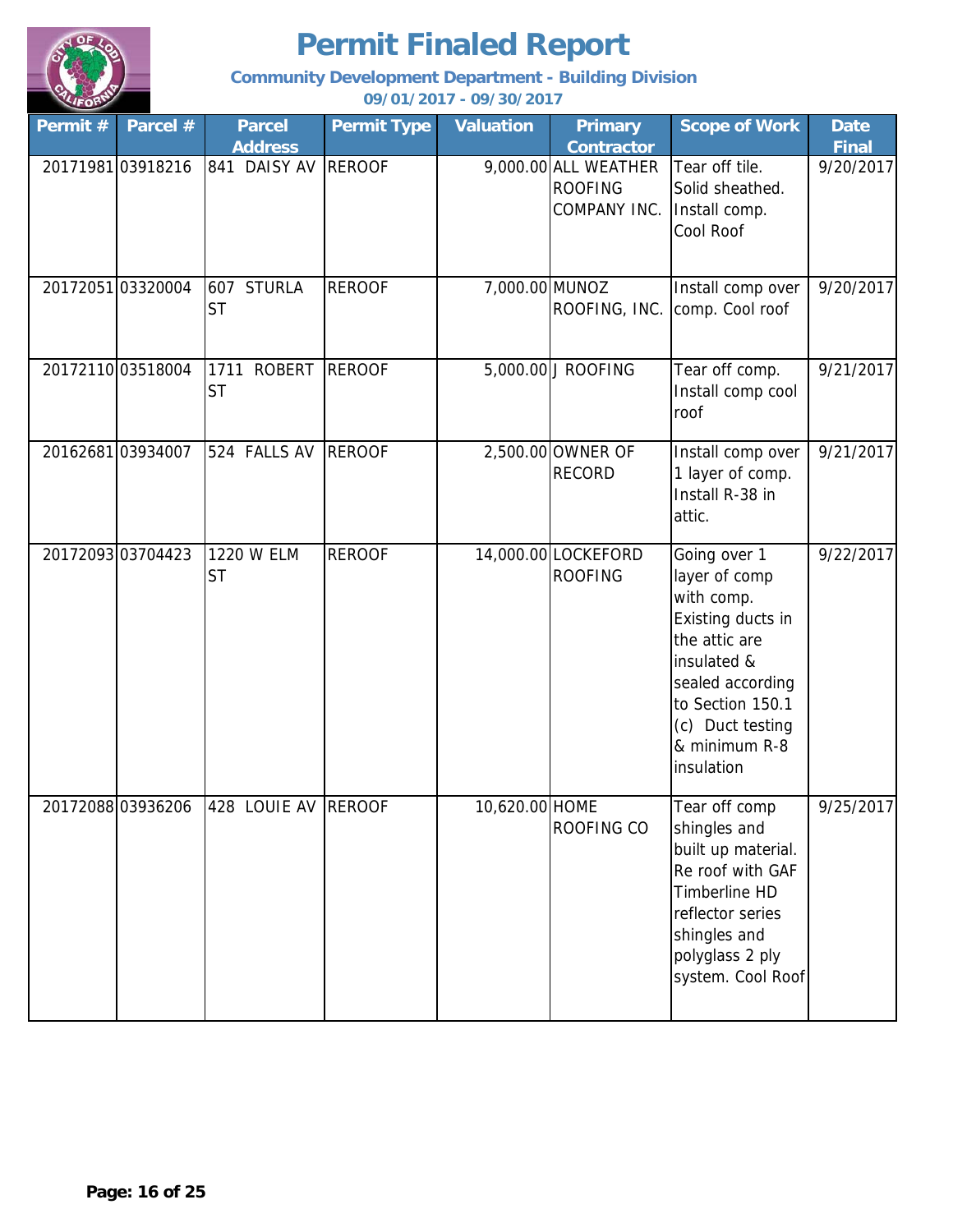# Permit Finaled Report

**Community Development Department - Building Division**

**09/01/2017 - 09/30/2017**

| Permit # | Parcel # | Parcel Address | Permit Type | Valuation | Primary Contractor | Scope of Work | Date Final |
|---|---|---|---|---|---|---|---|
| 20171981 | 03918216 | 841 DAISY AV | REROOF | 9,000.00 | ALL WEATHER ROOFING COMPANY INC. | Tear off tile. Solid sheathed. Install comp. Cool Roof | 9/20/2017 |
| 20172051 | 03320004 | 607 STURLA ST | REROOF | 7,000.00 | MUNOZ ROOFING, INC. | Install comp over comp. Cool roof | 9/20/2017 |
| 20172110 | 03518004 | 1711 ROBERT ST | REROOF | 5,000.00 | J ROOFING | Tear off comp. Install comp cool roof | 9/21/2017 |
| 20162681 | 03934007 | 524 FALLS AV | REROOF | 2,500.00 | OWNER OF RECORD | Install comp over 1 layer of comp. Install R-38 in attic. | 9/21/2017 |
| 20172093 | 03704423 | 1220 W ELM ST | REROOF | 14,000.00 | LOCKEFORD ROOFING | Going over 1 layer of comp with comp. Existing ducts in the attic are insulated & sealed according to Section 150.1 (c) Duct testing & minimum R-8 insulation | 9/22/2017 |
| 20172088 | 03936206 | 428 LOUIE AV | REROOF | 10,620.00 | HOME ROOFING CO | Tear off comp shingles and built up material. Re roof with GAF Timberline HD reflector series shingles and polyglass 2 ply system. Cool Roof | 9/25/2017 |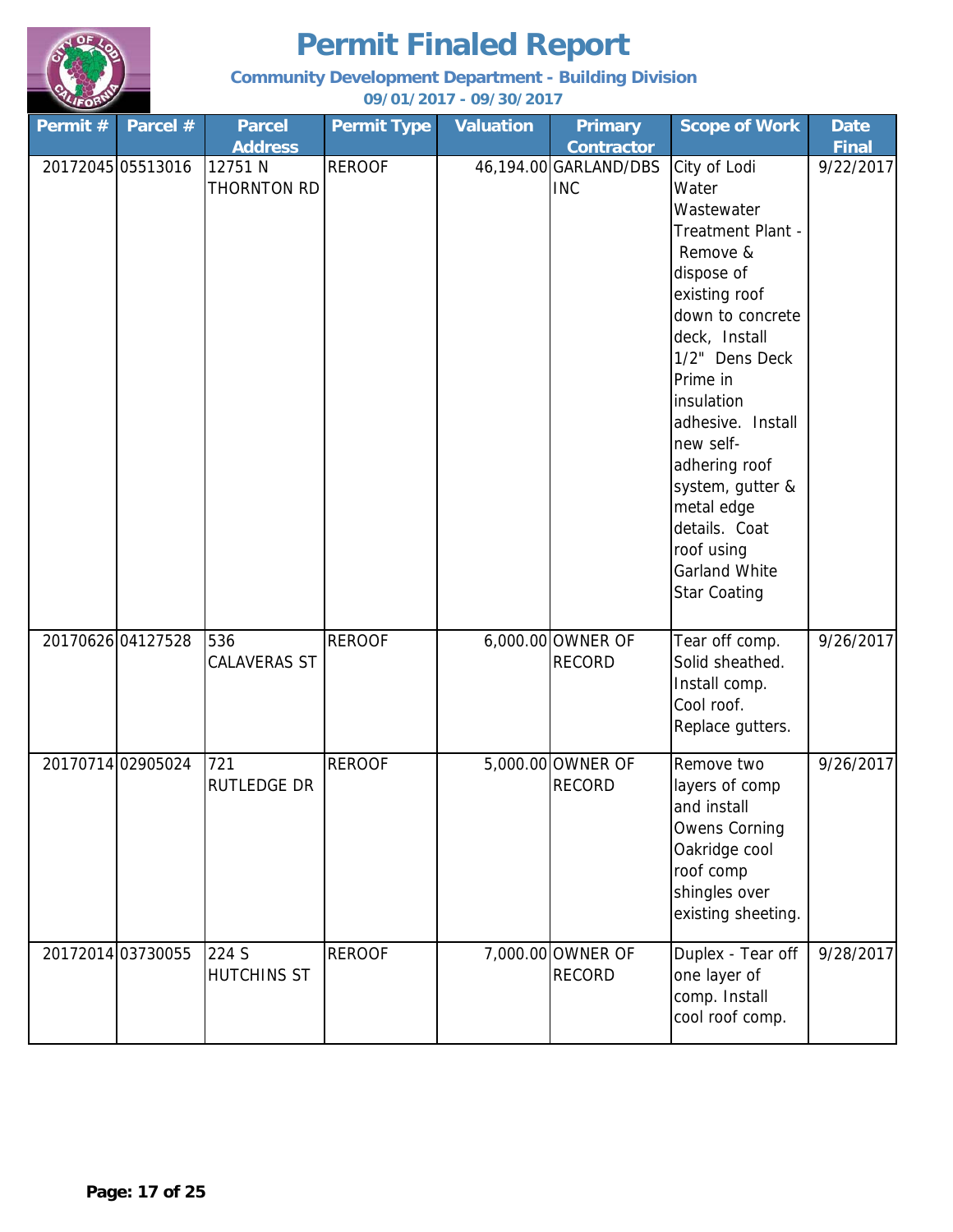# Permit Finaled Report

**Community Development Department - Building Division**

**09/01/2017 - 09/30/2017**

| Permit # | Parcel # | Parcel Address | Permit Type | Valuation | Primary Contractor | Scope of Work | Date Final |
|---|---|---|---|---|---|---|---|
| 20172045 | 05513016 | 12751 N THORNTON RD | REROOF | 46,194.00 | GARLAND/DBS INC | City of Lodi Water Wastewater Treatment Plant - Remove & dispose of existing roof down to concrete deck, Install 1/2" Dens Deck Prime in insulation adhesive. Install new self-adhering roof system, gutter & metal edge details. Coat roof using Garland White Star Coating | 9/22/2017 |
| 20170626 | 04127528 | 536 CALAVERAS ST | REROOF | 6,000.00 | OWNER OF RECORD | Tear off comp. Solid sheathed. Install comp. Cool roof. Replace gutters. | 9/26/2017 |
| 20170714 | 02905024 | 721 RUTLEDGE DR | REROOF | 5,000.00 | OWNER OF RECORD | Remove two layers of comp and install Owens Corning Oakridge cool roof comp shingles over existing sheeting. | 9/26/2017 |
| 20172014 | 03730055 | 224 S HUTCHINS ST | REROOF | 7,000.00 | OWNER OF RECORD | Duplex - Tear off one layer of comp. Install cool roof comp. | 9/28/2017 |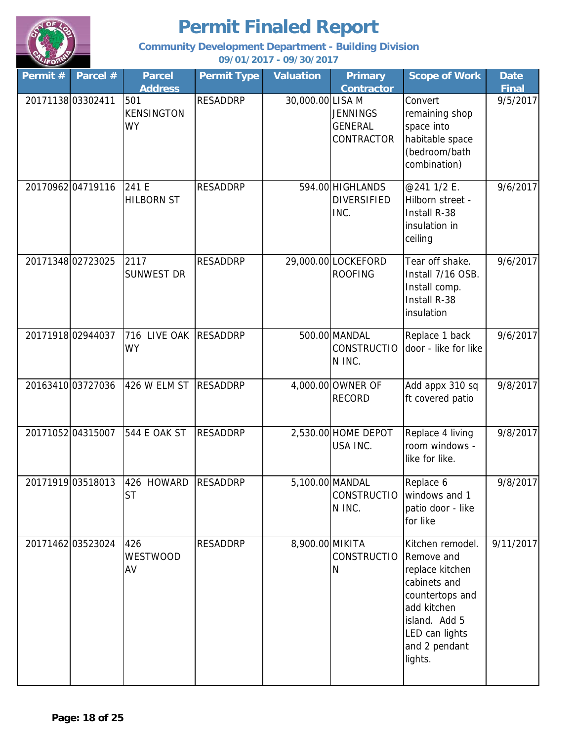# Permit Finaled Report

**Community Development Department - Building Division**

**09/01/2017 - 09/30/2017**

| Permit # | Parcel # | Parcel Address | Permit Type | Valuation | Primary Contractor | Scope of Work | Date Final |
|---|---|---|---|---|---|---|---|
| 20171138 | 03302411 | 501 KENSINGTON WY | RESADDRP | 30,000.00 | LISA M JENNINGS GENERAL CONTRACTOR | Convert remaining shop space into habitable space (bedroom/bath combination) | 9/5/2017 |
| 20170962 | 04719116 | 241 E HILBORN ST | RESADDRP | 594.00 | HIGHLANDS DIVERSIFIED INC. | @241 1/2 E. Hilborn street - Install R-38 insulation in ceiling | 9/6/2017 |
| 20171348 | 02723025 | 2117 SUNWEST DR | RESADDRP | 29,000.00 | LOCKEFORD ROOFING | Tear off shake. Install 7/16 OSB. Install comp. Install R-38 insulation | 9/6/2017 |
| 20171918 | 02944037 | 716 LIVE OAK WY | RESADDRP | 500.00 | MANDAL CONSTRUCTION INC. | Replace 1 back door - like for like | 9/6/2017 |
| 20163410 | 03727036 | 426 W ELM ST | RESADDRP | 4,000.00 | OWNER OF RECORD | Add appx 310 sq ft covered patio | 9/8/2017 |
| 20171052 | 04315007 | 544 E OAK ST | RESADDRP | 2,530.00 | HOME DEPOT USA INC. | Replace 4 living room windows - like for like. | 9/8/2017 |
| 20171919 | 03518013 | 426 HOWARD ST | RESADDRP | 5,100.00 | MANDAL CONSTRUCTION INC. | Replace 6 windows and 1 patio door - like for like | 9/8/2017 |
| 20171462 | 03523024 | 426 WESTWOOD AV | RESADDRP | 8,900.00 | MIKITA CONSTRUCTION | Kitchen remodel. Remove and replace kitchen cabinets and countertops and add kitchen island. Add 5 LED can lights and 2 pendant lights. | 9/11/2017 |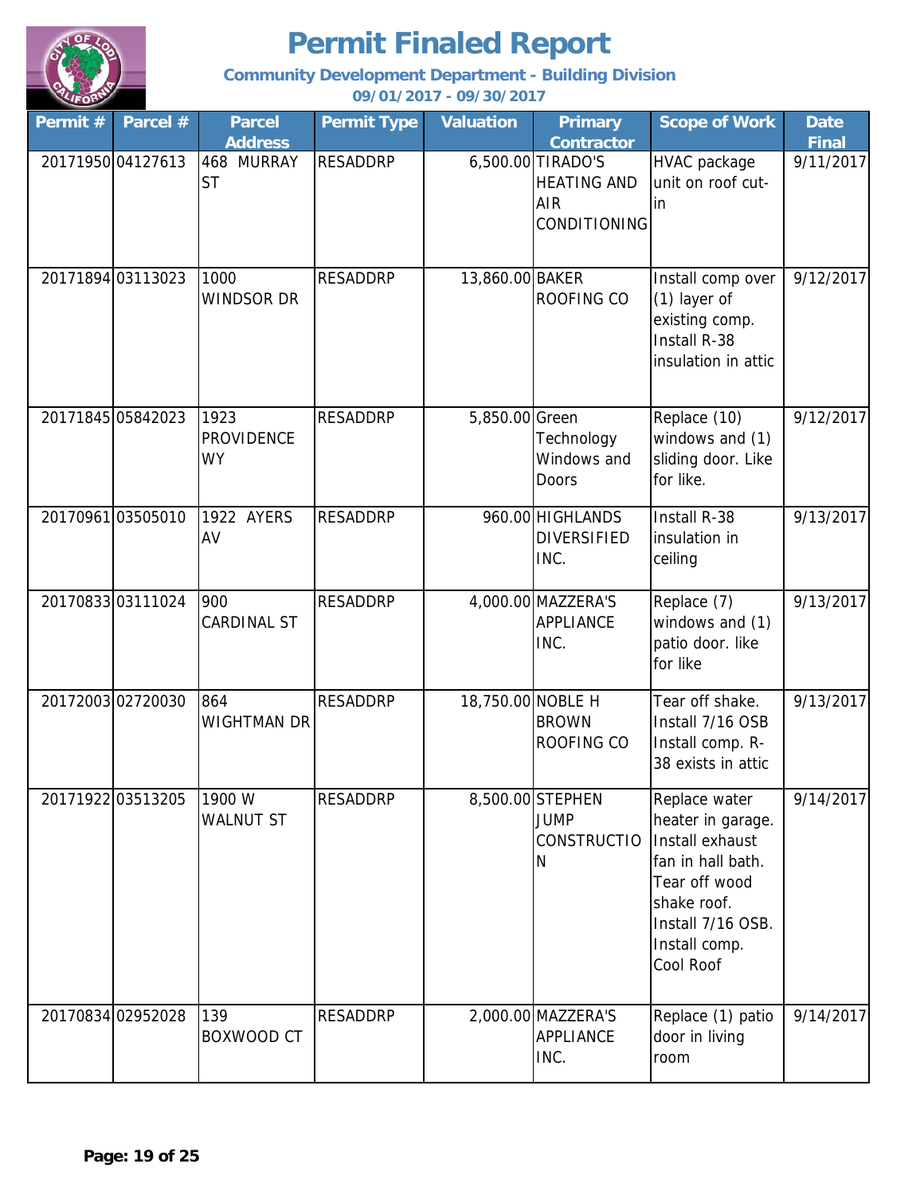# Permit Finaled Report

**Community Development Department - Building Division**

**09/01/2017 - 09/30/2017**

| Permit # | Parcel # | Parcel Address | Permit Type | Valuation | Primary Contractor | Scope of Work | Date Final |
|---|---|---|---|---|---|---|---|
| 20171950 | 04127613 | 468 MURRAY ST | RESADDRP | 6,500.00 | TIRADO'S HEATING AND AIR CONDITIONING | HVAC package unit on roof cut-in | 9/11/2017 |
| 20171894 | 03113023 | 1000 WINDSOR DR | RESADDRP | 13,860.00 | BAKER ROOFING CO | Install comp over (1) layer of existing comp. Install R-38 insulation in attic | 9/12/2017 |
| 20171845 | 05842023 | 1923 PROVIDENCE WY | RESADDRP | 5,850.00 | Green Technology Windows and Doors | Replace (10) windows and (1) sliding door. Like for like. | 9/12/2017 |
| 20170961 | 03505010 | 1922 AYERS AV | RESADDRP | 960.00 | HIGHLANDS DIVERSIFIED INC. | Install R-38 insulation in ceiling | 9/13/2017 |
| 20170833 | 03111024 | 900 CARDINAL ST | RESADDRP | 4,000.00 | MAZZERA'S APPLIANCE INC. | Replace (7) windows and (1) patio door. like for like | 9/13/2017 |
| 20172003 | 02720030 | 864 WIGHTMAN DR | RESADDRP | 18,750.00 | NOBLE H BROWN ROOFING CO | Tear off shake. Install 7/16 OSB Install comp. R-38 exists in attic | 9/13/2017 |
| 20171922 | 03513205 | 1900 W WALNUT ST | RESADDRP | 8,500.00 | STEPHEN JUMP CONSTRUCTION | Replace water heater in garage. Install exhaust fan in hall bath. Tear off wood shake roof. Install 7/16 OSB. Install comp. Cool Roof | 9/14/2017 |
| 20170834 | 02952028 | 139 BOXWOOD CT | RESADDRP | 2,000.00 | MAZZERA'S APPLIANCE INC. | Replace (1) patio door in living room | 9/14/2017 |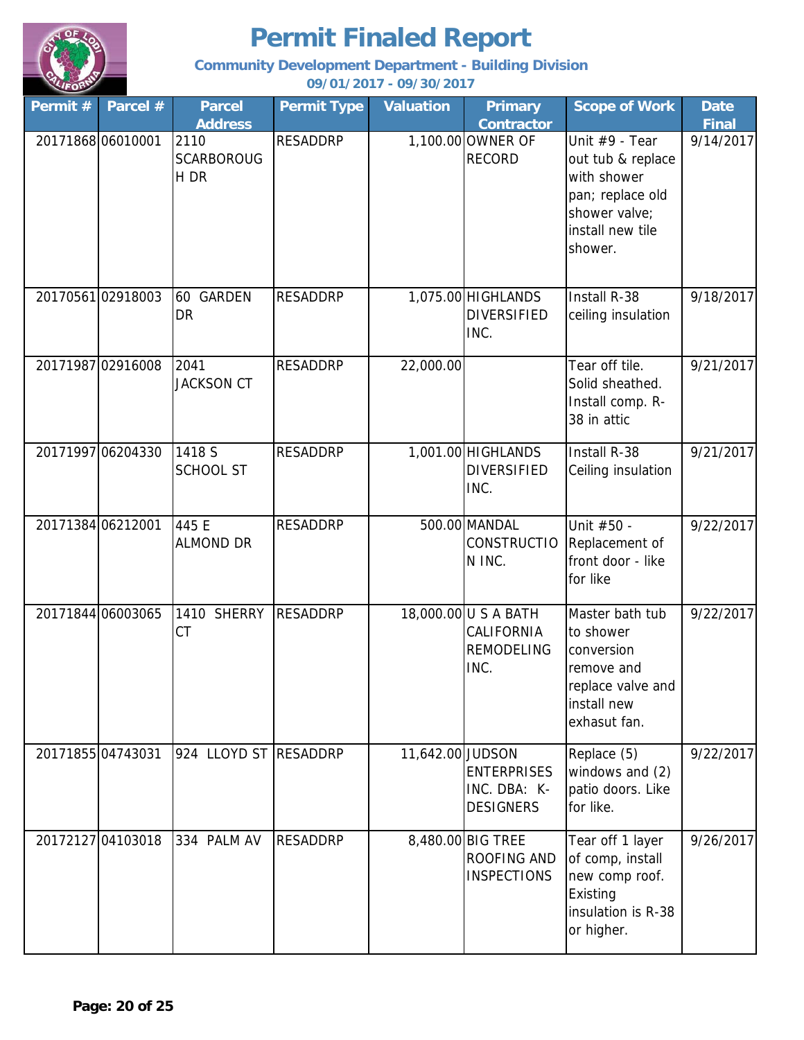# Permit Finaled Report

**Community Development Department - Building Division**

**09/01/2017 - 09/30/2017**

| Permit # | Parcel # | Parcel Address | Permit Type | Valuation | Primary Contractor | Scope of Work | Date Final |
|---|---|---|---|---|---|---|---|
| 20171868 | 06010001 | 2110 SCARBOROUGH DR | RESADDRP | 1,100.00 | OWNER OF RECORD | Unit #9 - Tear out tub & replace with shower pan; replace old shower valve; install new tile shower. | 9/14/2017 |
| 20170561 | 02918003 | 60 GARDEN DR | RESADDRP | 1,075.00 | HIGHLANDS DIVERSIFIED INC. | Install R-38 ceiling insulation | 9/18/2017 |
| 20171987 | 02916008 | 2041 JACKSON CT | RESADDRP | 22,000.00 | | Tear off tile. Solid sheathed. Install comp. R-38 in attic | 9/21/2017 |
| 20171997 | 06204330 | 1418 S SCHOOL ST | RESADDRP | 1,001.00 | HIGHLANDS DIVERSIFIED INC. | Install R-38 Ceiling insulation | 9/21/2017 |
| 20171384 | 06212001 | 445 E ALMOND DR | RESADDRP | 500.00 | MANDAL CONSTRUCTION INC. | Unit #50 - Replacement of front door - like for like | 9/22/2017 |
| 20171844 | 06003065 | 1410 SHERRY CT | RESADDRP | 18,000.00 | U S A BATH CALIFORNIA REMODELING INC. | Master bath tub to shower conversion remove and replace valve and install new exhaust fan. | 9/22/2017 |
| 20171855 | 04743031 | 924 LLOYD ST | RESADDRP | 11,642.00 | JUDSON ENTERPRISES INC. DBA: K-DESIGNERS | Replace (5) windows and (2) patio doors. Like for like. | 9/22/2017 |
| 20172127 | 04103018 | 334 PALM AV | RESADDRP | 8,480.00 | BIG TREE ROOFING AND INSPECTIONS | Tear off 1 layer of comp, install new comp roof. Existing insulation is R-38 or higher. | 9/26/2017 |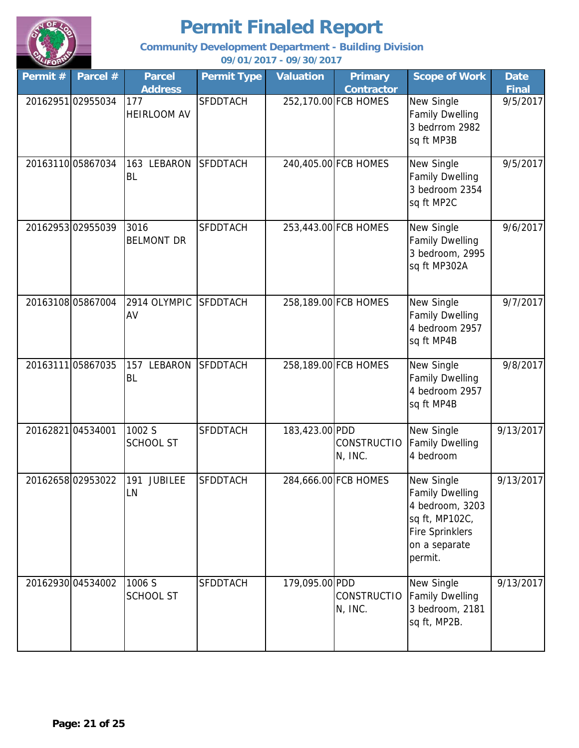# Permit Finaled Report

**Community Development Department - Building Division**

**09/01/2017 - 09/30/2017**

| Permit # | Parcel # | Parcel Address | Permit Type | Valuation | Primary Contractor | Scope of Work | Date Final |
|---|---|---|---|---|---|---|---|
| 20162951 | 02955034 | 177 HEIRLOOM AV | SFDDTACH | 252,170.00 | FCB HOMES | New Single Family Dwelling 3 bedrrom 2982 sq ft MP3B | 9/5/2017 |
| 20163110 | 05867034 | 163 LEBARON BL | SFDDTACH | 240,405.00 | FCB HOMES | New Single Family Dwelling 3 bedroom 2354 sq ft MP2C | 9/5/2017 |
| 20162953 | 02955039 | 3016 BELMONT DR | SFDDTACH | 253,443.00 | FCB HOMES | New Single Family Dwelling 3 bedroom, 2995 sq ft MP302A | 9/6/2017 |
| 20163108 | 05867004 | 2914 OLYMPIC AV | SFDDTACH | 258,189.00 | FCB HOMES | New Single Family Dwelling 4 bedroom 2957 sq ft MP4B | 9/7/2017 |
| 20163111 | 05867035 | 157 LEBARON BL | SFDDTACH | 258,189.00 | FCB HOMES | New Single Family Dwelling 4 bedroom 2957 sq ft MP4B | 9/8/2017 |
| 20162821 | 04534001 | 1002 S SCHOOL ST | SFDDTACH | 183,423.00 | PDD CONSTRUCTION, INC. | New Single Family Dwelling 4 bedroom | 9/13/2017 |
| 20162658 | 02953022 | 191 JUBILEE LN | SFDDTACH | 284,666.00 | FCB HOMES | New Single Family Dwelling 4 bedroom, 3203 sq ft, MP102C, Fire Sprinklers on a separate permit. | 9/13/2017 |
| 20162930 | 04534002 | 1006 S SCHOOL ST | SFDDTACH | 179,095.00 | PDD CONSTRUCTION, INC. | New Single Family Dwelling 3 bedroom, 2181 sq ft, MP2B. | 9/13/2017 |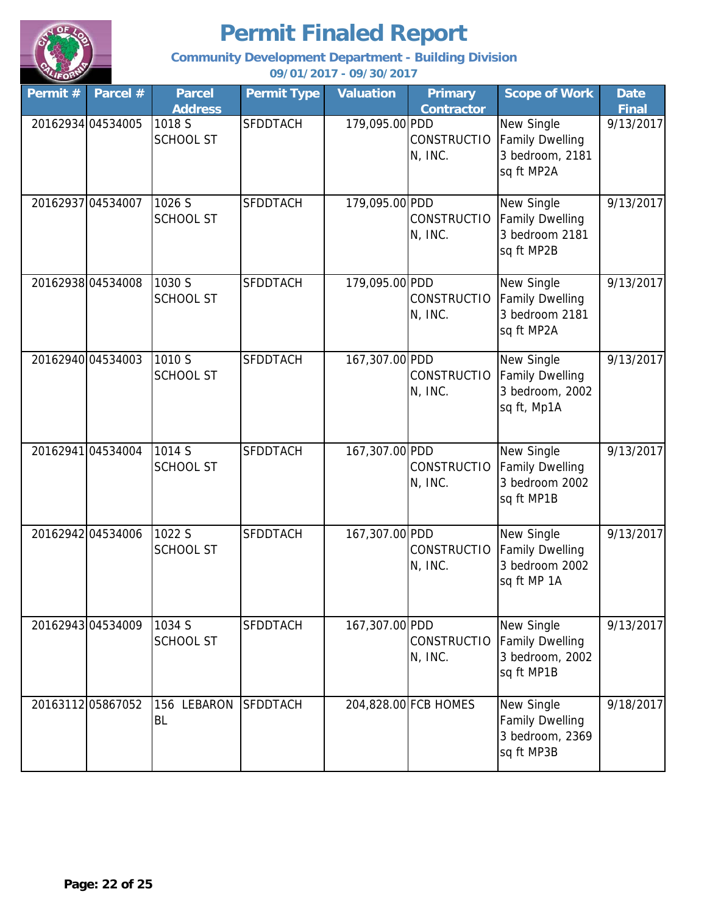# Permit Finaled Report

**Community Development Department - Building Division**

**09/01/2017 - 09/30/2017**

| Permit # | Parcel # | Parcel Address | Permit Type | Valuation | Primary Contractor | Scope of Work | Date Final |
|---|---|---|---|---|---|---|---|
| 20162934 | 04534005 | 1018 S SCHOOL ST | SFDDTACH | 179,095.00 | PDD CONSTRUCTION, INC. | New Single Family Dwelling 3 bedroom, 2181 sq ft MP2A | 9/13/2017 |
| 20162937 | 04534007 | 1026 S SCHOOL ST | SFDDTACH | 179,095.00 | PDD CONSTRUCTION, INC. | New Single Family Dwelling 3 bedroom 2181 sq ft MP2B | 9/13/2017 |
| 20162938 | 04534008 | 1030 S SCHOOL ST | SFDDTACH | 179,095.00 | PDD CONSTRUCTION, INC. | New Single Family Dwelling 3 bedroom 2181 sq ft MP2A | 9/13/2017 |
| 20162940 | 04534003 | 1010 S SCHOOL ST | SFDDTACH | 167,307.00 | PDD CONSTRUCTION, INC. | New Single Family Dwelling 3 bedroom, 2002 sq ft, Mp1A | 9/13/2017 |
| 20162941 | 04534004 | 1014 S SCHOOL ST | SFDDTACH | 167,307.00 | PDD CONSTRUCTION, INC. | New Single Family Dwelling 3 bedroom 2002 sq ft MP1B | 9/13/2017 |
| 20162942 | 04534006 | 1022 S SCHOOL ST | SFDDTACH | 167,307.00 | PDD CONSTRUCTION, INC. | New Single Family Dwelling 3 bedroom 2002 sq ft MP 1A | 9/13/2017 |
| 20162943 | 04534009 | 1034 S SCHOOL ST | SFDDTACH | 167,307.00 | PDD CONSTRUCTION, INC. | New Single Family Dwelling 3 bedroom, 2002 sq ft MP1B | 9/13/2017 |
| 20163112 | 05867052 | 156 LEBARON BL | SFDDTACH | 204,828.00 | FCB HOMES | New Single Family Dwelling 3 bedroom, 2369 sq ft MP3B | 9/18/2017 |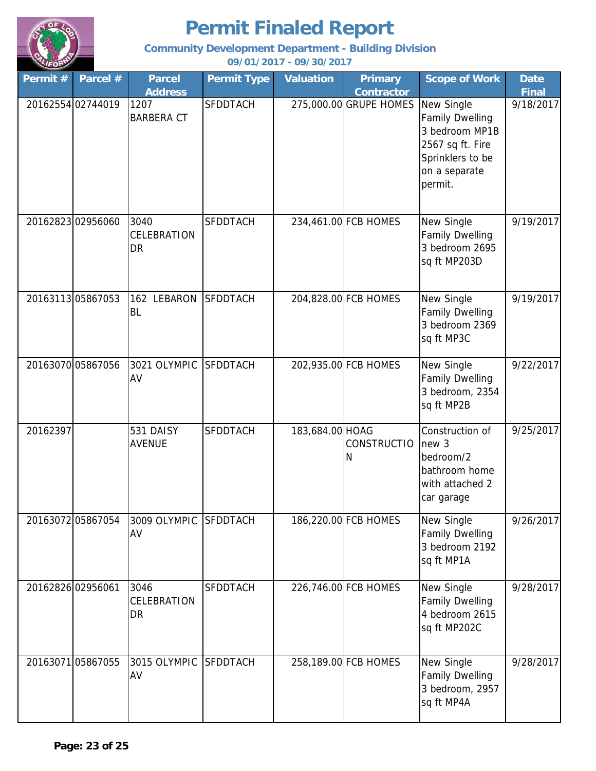# Permit Finaled Report

**Community Development Department - Building Division**

**09/01/2017 - 09/30/2017**

| Permit # | Parcel # | Parcel Address | Permit Type | Valuation | Primary Contractor | Scope of Work | Date Final |
|---|---|---|---|---|---|---|---|
| 20162554 | 02744019 | 1207 BARBERA CT | SFDDTACH | 275,000.00 | GRUPE HOMES | New Single Family Dwelling 3 bedroom MP1B 2567 sq ft. Fire Sprinklers to be on a separate permit. | 9/18/2017 |
| 20162823 | 02956060 | 3040 CELEBRATION DR | SFDDTACH | 234,461.00 | FCB HOMES | New Single Family Dwelling 3 bedroom 2695 sq ft MP203D | 9/19/2017 |
| 20163113 | 05867053 | 162 LEBARON BL | SFDDTACH | 204,828.00 | FCB HOMES | New Single Family Dwelling 3 bedroom 2369 sq ft MP3C | 9/19/2017 |
| 20163070 | 05867056 | 3021 OLYMPIC AV | SFDDTACH | 202,935.00 | FCB HOMES | New Single Family Dwelling 3 bedroom, 2354 sq ft MP2B | 9/22/2017 |
| 20162397 | | 531 DAISY AVENUE | SFDDTACH | 183,684.00 | HOAG CONSTRUCTION | Construction of new 3 bedroom/2 bathroom home with attached 2 car garage | 9/25/2017 |
| 20163072 | 05867054 | 3009 OLYMPIC AV | SFDDTACH | 186,220.00 | FCB HOMES | New Single Family Dwelling 3 bedroom 2192 sq ft MP1A | 9/26/2017 |
| 20162826 | 02956061 | 3046 CELEBRATION DR | SFDDTACH | 226,746.00 | FCB HOMES | New Single Family Dwelling 4 bedroom 2615 sq ft MP202C | 9/28/2017 |
| 20163071 | 05867055 | 3015 OLYMPIC AV | SFDDTACH | 258,189.00 | FCB HOMES | New Single Family Dwelling 3 bedroom, 2957 sq ft MP4A | 9/28/2017 |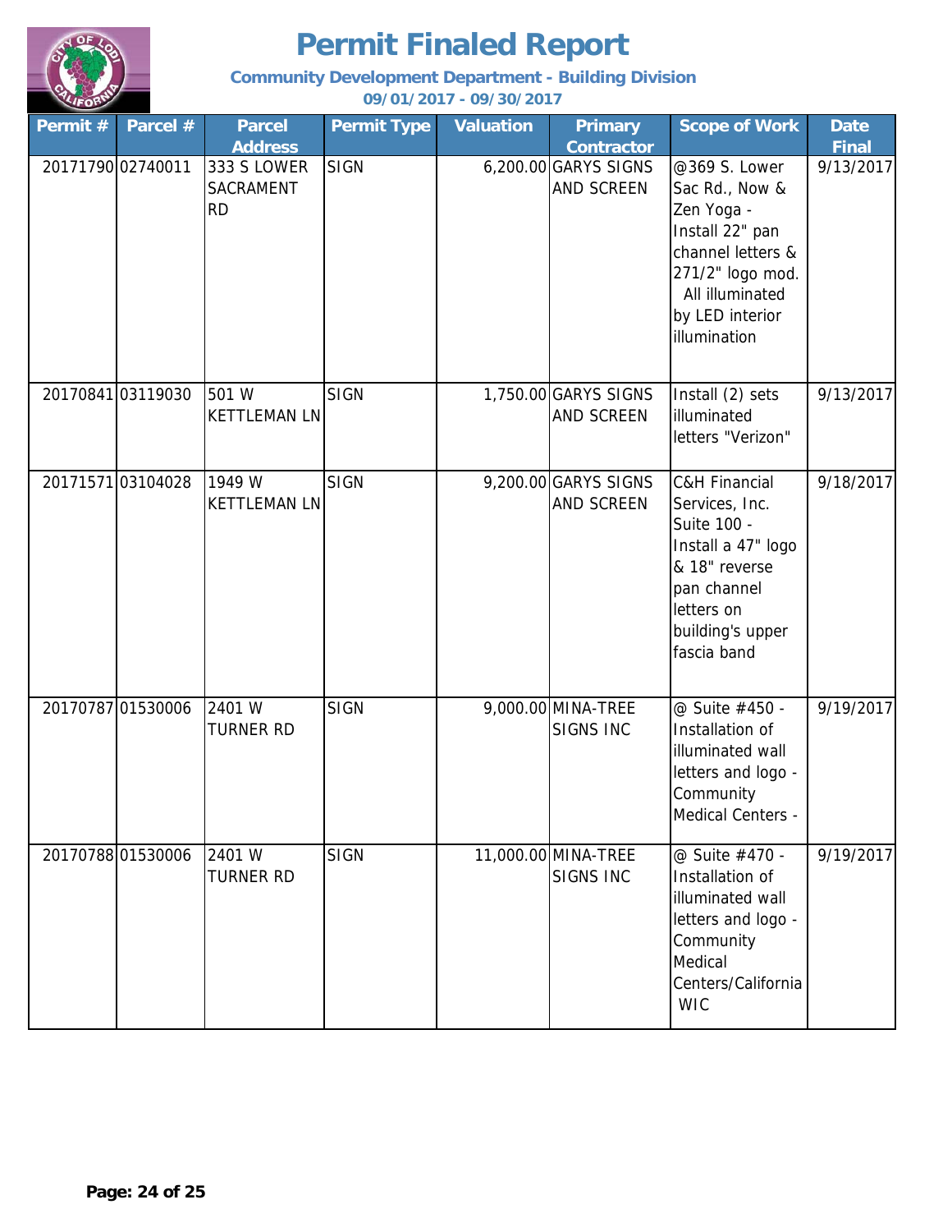# Permit Finaled Report

**Community Development Department - Building Division**

**09/01/2017 - 09/30/2017**

| Permit # | Parcel # | Parcel Address | Permit Type | Valuation | Primary Contractor | Scope of Work | Date Final |
|---|---|---|---|---|---|---|---|
| 20171790 | 02740011 | 333 S LOWER SACRAMENT RD | SIGN | 6,200.00 | GARYS SIGNS AND SCREEN | @369 S. Lower Sac Rd., Now & Zen Yoga - Install 22" pan channel letters & 271/2" logo mod. All illuminated by LED interior illumination | 9/13/2017 |
| 20170841 | 03119030 | 501 W KETTLEMAN LN | SIGN | 1,750.00 | GARYS SIGNS AND SCREEN | Install (2) sets illuminated letters "Verizon" | 9/13/2017 |
| 20171571 | 03104028 | 1949 W KETTLEMAN LN | SIGN | 9,200.00 | GARYS SIGNS AND SCREEN | C&H Financial Services, Inc. Suite 100 - Install a 47" logo & 18" reverse pan channel letters on building's upper fascia band | 9/18/2017 |
| 20170787 | 01530006 | 2401 W TURNER RD | SIGN | 9,000.00 | MINA-TREE SIGNS INC | @ Suite #450 - Installation of illuminated wall letters and logo - Community Medical Centers - | 9/19/2017 |
| 20170788 | 01530006 | 2401 W TURNER RD | SIGN | 11,000.00 | MINA-TREE SIGNS INC | @ Suite #470 - Installation of illuminated wall letters and logo - Community Medical Centers/California WIC | 9/19/2017 |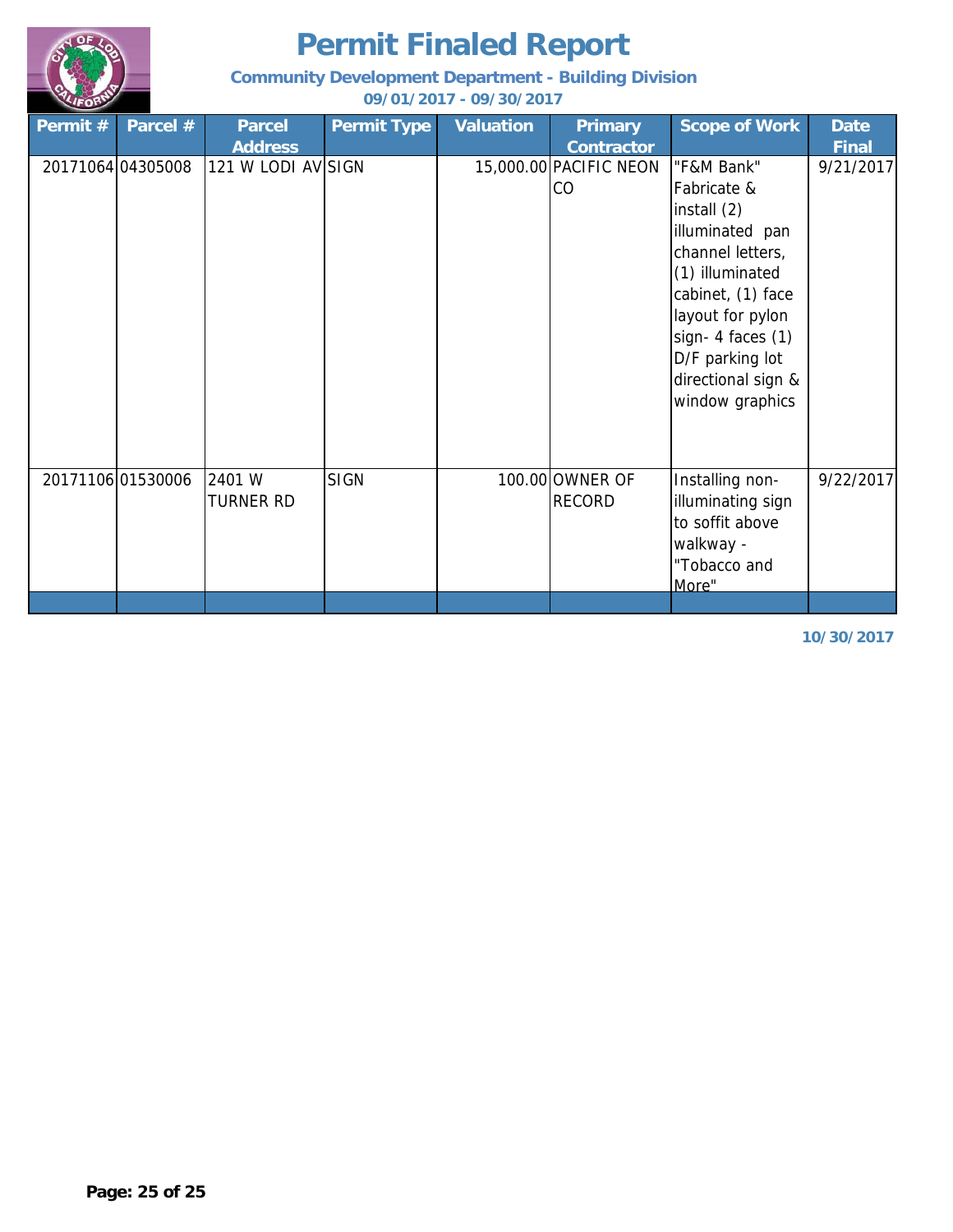# Permit Finaled Report

**Community Development Department - Building Division**

**09/01/2017 - 09/30/2017**

| Permit # | Parcel # | Parcel Address | Permit Type | Valuation | Primary Contractor | Scope of Work | Date Final |
|---|---|---|---|---|---|---|---|
| 20171064 | 04305008 | 121 W LODI AV | SIGN | 15,000.00 | PACIFIC NEON CO | "F&M Bank" Fabricate & install (2) illuminated pan channel letters, (1) illuminated cabinet, (1) face layout for pylon sign- 4 faces (1) D/F parking lot directional sign & window graphics | 9/21/2017 |
| 20171106 | 01530006 | 2401 W TURNER RD | SIGN | 100.00 | OWNER OF RECORD | Installing non-illuminating sign to soffit above walkway - "Tobacco and More" | 9/22/2017 |
| | | | | | | | |

10/30/2017